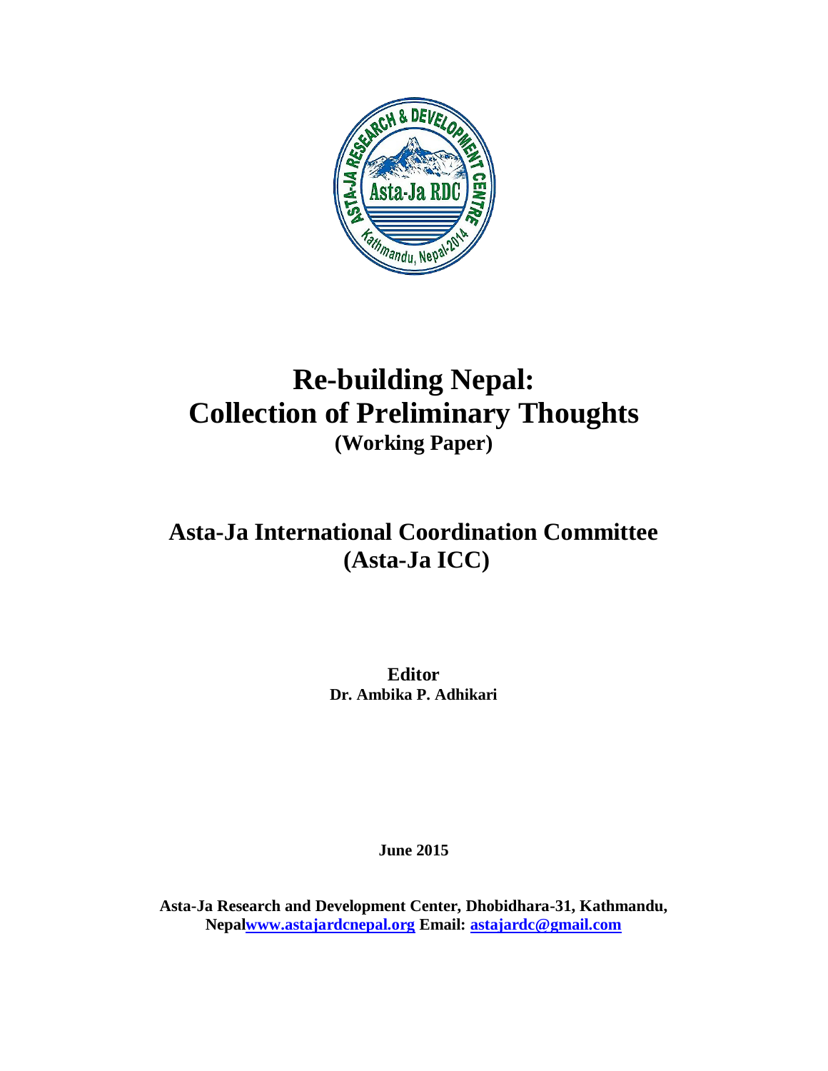# Re-building Nepal: Collection of Preliminary Thoughts

**(Working Paper)**

## Asta-Ja International Coordination Committee (Asta-Ja ICC)

**Editor**
**Dr. Ambika P. Adhikari**

**June 2015**

**Asta-Ja Research and Development Center, Dhobidhara-31, Kathmandu, Nepal[www.astajardcnepal.org](http://www.astajardcnepal.org) Email: [astajardc@gmail.com](mailto:astajardc@gmail.com)**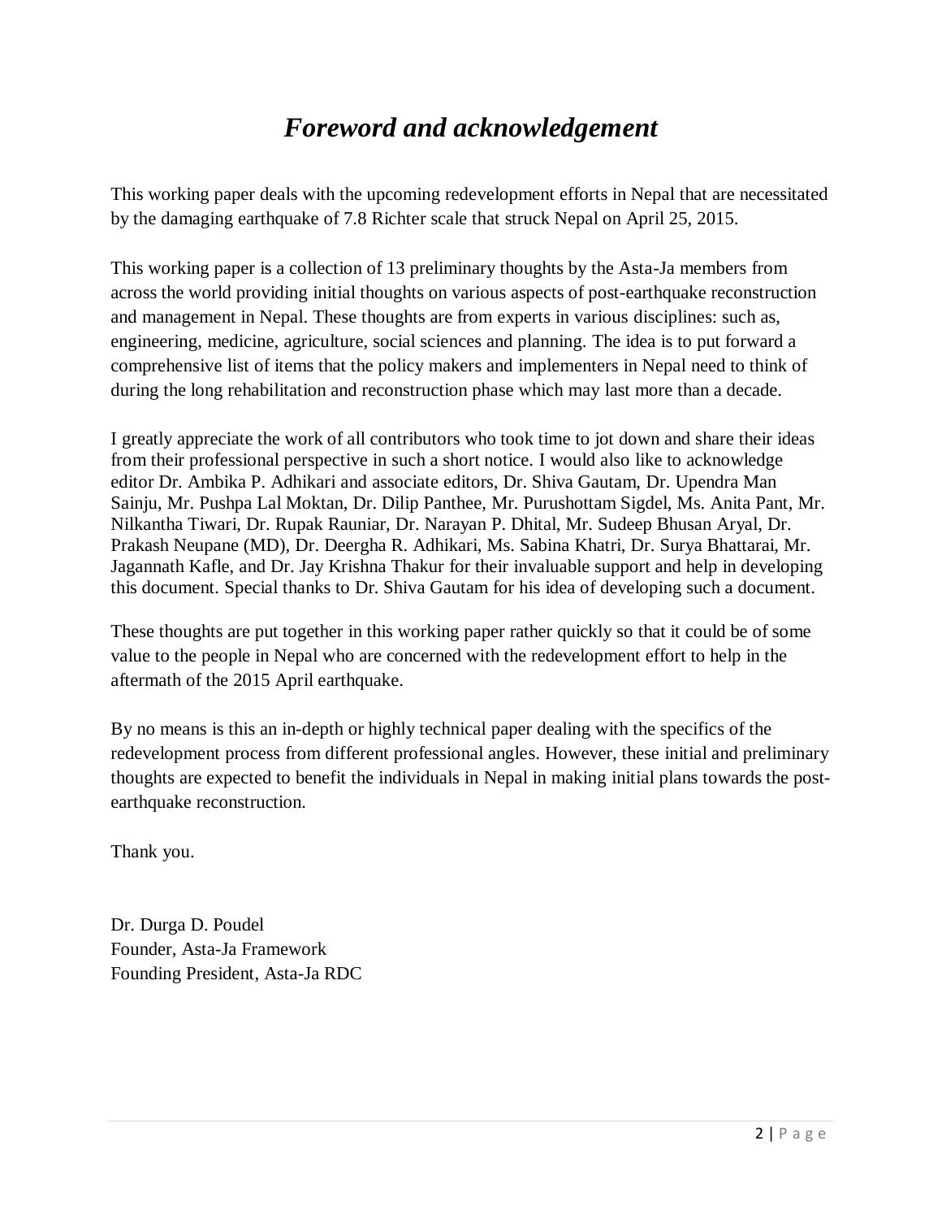# *Foreword and acknowledgement*

This working paper deals with the upcoming redevelopment efforts in Nepal that are necessitated by the damaging earthquake of 7.8 Richter scale that struck Nepal on April 25, 2015.

This working paper is a collection of 13 preliminary thoughts by the Asta-Ja members from across the world providing initial thoughts on various aspects of post-earthquake reconstruction and management in Nepal. These thoughts are from experts in various disciplines: such as, engineering, medicine, agriculture, social sciences and planning. The idea is to put forward a comprehensive list of items that the policy makers and implementers in Nepal need to think of during the long rehabilitation and reconstruction phase which may last more than a decade.

I greatly appreciate the work of all contributors who took time to jot down and share their ideas from their professional perspective in such a short notice. I would also like to acknowledge editor Dr. Ambika P. Adhikari and associate editors, Dr. Shiva Gautam, Dr. Upendra Man Sainju, Mr. Pushpa Lal Moktan, Dr. Dilip Panthee, Mr. Purushottam Sigdel, Ms. Anita Pant, Mr. Nilkantha Tiwari, Dr. Rupak Rauniar, Dr. Narayan P. Dhital, Mr. Sudeep Bhusan Aryal, Dr. Prakash Neupane (MD), Dr. Deergha R. Adhikari, Ms. Sabina Khatri, Dr. Surya Bhattarai, Mr. Jagannath Kafle, and Dr. Jay Krishna Thakur for their invaluable support and help in developing this document. Special thanks to Dr. Shiva Gautam for his idea of developing such a document.

These thoughts are put together in this working paper rather quickly so that it could be of some value to the people in Nepal who are concerned with the redevelopment effort to help in the aftermath of the 2015 April earthquake.

By no means is this an in-depth or highly technical paper dealing with the specifics of the redevelopment process from different professional angles. However, these initial and preliminary thoughts are expected to benefit the individuals in Nepal in making initial plans towards the post-earthquake reconstruction.

Thank you.

Dr. Durga D. Poudel
Founder, Asta-Ja Framework
Founding President, Asta-Ja RDC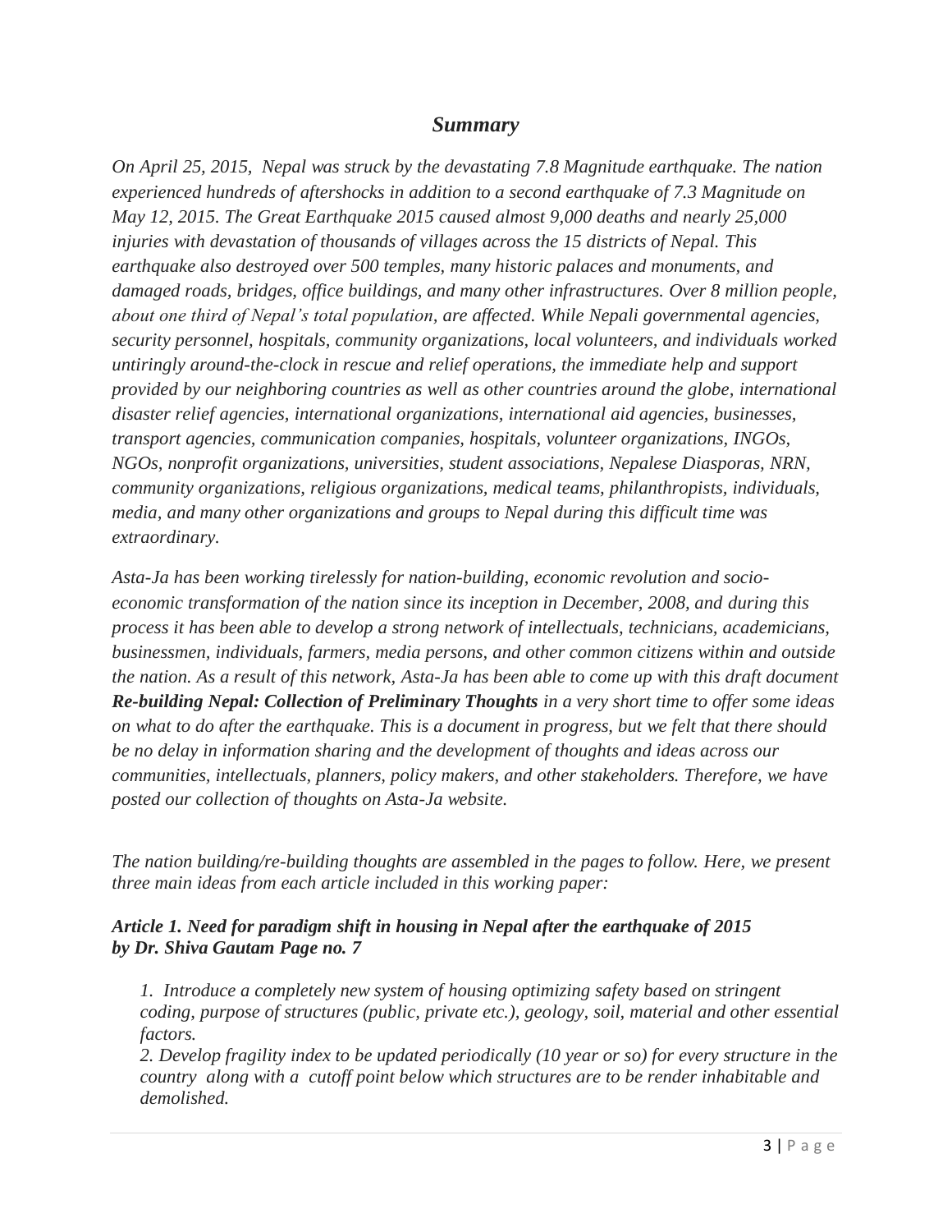## *Summary*

*On April 25, 2015, Nepal was struck by the devastating 7.8 Magnitude earthquake. The nation experienced hundreds of aftershocks in addition to a second earthquake of 7.3 Magnitude on May 12, 2015. The Great Earthquake 2015 caused almost 9,000 deaths and nearly 25,000 injuries with devastation of thousands of villages across the 15 districts of Nepal. This earthquake also destroyed over 500 temples, many historic palaces and monuments, and damaged roads, bridges, office buildings, and many other infrastructures. Over 8 million people, about one third of Nepal's total population, are affected. While Nepali governmental agencies, security personnel, hospitals, community organizations, local volunteers, and individuals worked untiringly around-the-clock in rescue and relief operations, the immediate help and support provided by our neighboring countries as well as other countries around the globe, international disaster relief agencies, international organizations, international aid agencies, businesses, transport agencies, communication companies, hospitals, volunteer organizations, INGOs, NGOs, nonprofit organizations, universities, student associations, Nepalese Diasporas, NRN, community organizations, religious organizations, medical teams, philanthropists, individuals, media, and many other organizations and groups to Nepal during this difficult time was extraordinary.*

*Asta-Ja has been working tirelessly for nation-building, economic revolution and socio-economic transformation of the nation since its inception in December, 2008, and during this process it has been able to develop a strong network of intellectuals, technicians, academicians, businessmen, individuals, farmers, media persons, and other common citizens within and outside the nation. As a result of this network, Asta-Ja has been able to come up with this draft document* ***Re-building Nepal: Collection of Preliminary Thoughts*** *in a very short time to offer some ideas on what to do after the earthquake. This is a document in progress, but we felt that there should be no delay in information sharing and the development of thoughts and ideas across our communities, intellectuals, planners, policy makers, and other stakeholders. Therefore, we have posted our collection of thoughts on Asta-Ja website.*

*The nation building/re-building thoughts are assembled in the pages to follow. Here, we present three main ideas from each article included in this working paper:*

***Article 1. Need for paradigm shift in housing in Nepal after the earthquake of 2015 by Dr. Shiva Gautam Page no. 7***

*1. Introduce a completely new system of housing optimizing safety based on stringent coding, purpose of structures (public, private etc.), geology, soil, material and other essential factors.*
*2. Develop fragility index to be updated periodically (10 year or so) for every structure in the country along with a cutoff point below which structures are to be render inhabitable and demolished.*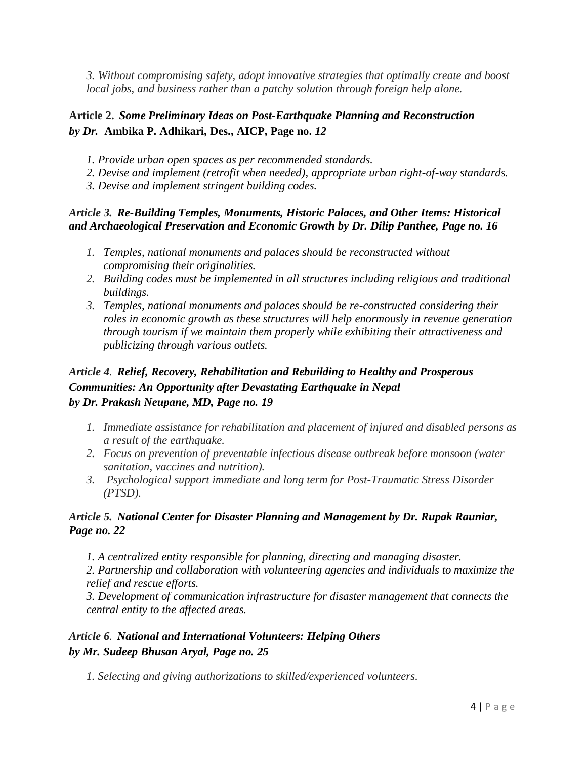*3. Without compromising safety, adopt innovative strategies that optimally create and boost local jobs, and business rather than a patchy solution through foreign help alone.*

**Article 2.** ***Some Preliminary Ideas on Post-Earthquake Planning and Reconstruction by Dr.*** **Ambika P. Adhikari, Des., AICP, Page no.** ***12***

*1. Provide urban open spaces as per recommended standards.*
*2. Devise and implement (retrofit when needed), appropriate urban right-of-way standards.*
*3. Devise and implement stringent building codes.*

***Article 3. Re-Building Temples, Monuments, Historic Palaces, and Other Items: Historical and Archaeological Preservation and Economic Growth by Dr. Dilip Panthee, Page no. 16***

1. *Temples, national monuments and palaces should be reconstructed without compromising their originalities.*
2. *Building codes must be implemented in all structures including religious and traditional buildings.*
3. *Temples, national monuments and palaces should be re-constructed considering their roles in economic growth as these structures will help enormously in revenue generation through tourism if we maintain them properly while exhibiting their attractiveness and publicizing through various outlets.*

***Article 4. Relief, Recovery, Rehabilitation and Rebuilding to Healthy and Prosperous Communities: An Opportunity after Devastating Earthquake in Nepal by Dr. Prakash Neupane, MD, Page no. 19***

1. *Immediate assistance for rehabilitation and placement of injured and disabled persons as a result of the earthquake.*
2. *Focus on prevention of preventable infectious disease outbreak before monsoon (water sanitation, vaccines and nutrition).*
3. *Psychological support immediate and long term for Post-Traumatic Stress Disorder (PTSD).*

***Article 5. National Center for Disaster Planning and Management by Dr. Rupak Rauniar, Page no. 22***

*1. A centralized entity responsible for planning, directing and managing disaster.*
*2. Partnership and collaboration with volunteering agencies and individuals to maximize the relief and rescue efforts.*
*3. Development of communication infrastructure for disaster management that connects the central entity to the affected areas.*

***Article 6. National and International Volunteers: Helping Others by Mr. Sudeep Bhusan Aryal, Page no. 25***

*1. Selecting and giving authorizations to skilled/experienced volunteers.*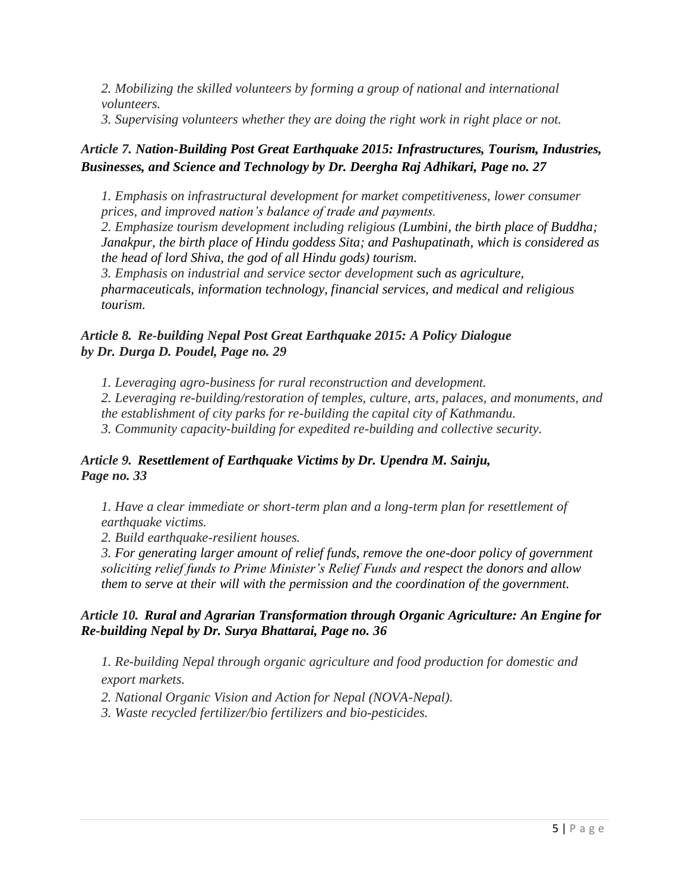*2. Mobilizing the skilled volunteers by forming a group of national and international volunteers.*
*3. Supervising volunteers whether they are doing the right work in right place or not.*

***Article 7. Nation-Building Post Great Earthquake 2015: Infrastructures, Tourism, Industries, Businesses, and Science and Technology by Dr. Deergha Raj Adhikari, Page no. 27***

*1. Emphasis on infrastructural development for market competitiveness, lower consumer prices, and improved nation's balance of trade and payments.*
*2. Emphasize tourism development including religious (Lumbini, the birth place of Buddha; Janakpur, the birth place of Hindu goddess Sita; and Pashupatinath, which is considered as the head of lord Shiva, the god of all Hindu gods) tourism.*
*3. Emphasis on industrial and service sector development such as agriculture, pharmaceuticals, information technology, financial services, and medical and religious tourism.*

***Article 8. Re-building Nepal Post Great Earthquake 2015: A Policy Dialogue by Dr. Durga D. Poudel, Page no. 29***

*1. Leveraging agro-business for rural reconstruction and development.*
*2. Leveraging re-building/restoration of temples, culture, arts, palaces, and monuments, and the establishment of city parks for re-building the capital city of Kathmandu.*
*3. Community capacity-building for expedited re-building and collective security.*

***Article 9. Resettlement of Earthquake Victims by Dr. Upendra M. Sainju, Page no. 33***

*1. Have a clear immediate or short-term plan and a long-term plan for resettlement of earthquake victims.*
*2. Build earthquake-resilient houses.*
*3. For generating larger amount of relief funds, remove the one-door policy of government soliciting relief funds to Prime Minister's Relief Funds and respect the donors and allow them to serve at their will with the permission and the coordination of the government.*

***Article 10. Rural and Agrarian Transformation through Organic Agriculture: An Engine for Re-building Nepal by Dr. Surya Bhattarai, Page no. 36***

*1. Re-building Nepal through organic agriculture and food production for domestic and export markets.*
*2. National Organic Vision and Action for Nepal (NOVA-Nepal).*
*3. Waste recycled fertilizer/bio fertilizers and bio-pesticides.*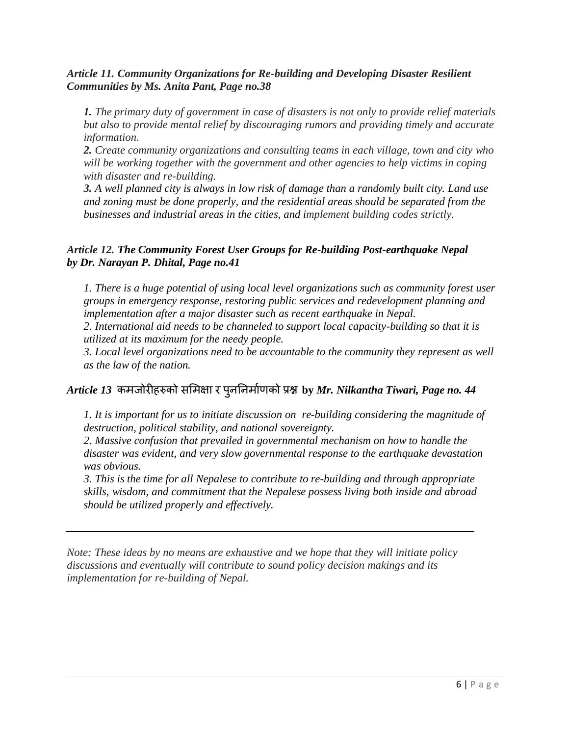***Article 11. Community Organizations for Re-building and Developing Disaster Resilient Communities by Ms. Anita Pant, Page no.38***

*__1.__ The primary duty of government in case of disasters is not only to provide relief materials but also to provide mental relief by discouraging rumors and providing timely and accurate information.*
*__2.__ Create community organizations and consulting teams in each village, town and city who will be working together with the government and other agencies to help victims in coping with disaster and re-building.*
*__3.__ A well planned city is always in low risk of damage than a randomly built city. Land use and zoning must be done properly, and the residential areas should be separated from the businesses and industrial areas in the cities, and implement building codes strictly.*

***Article 12. The Community Forest User Groups for Re-building Post-earthquake Nepal by Dr. Narayan P. Dhital, Page no.41***

*1. There is a huge potential of using local level organizations such as community forest user groups in emergency response, restoring public services and redevelopment planning and implementation after a major disaster such as recent earthquake in Nepal.*
*2. International aid needs to be channeled to support local capacity-building so that it is utilized at its maximum for the needy people.*
*3. Local level organizations need to be accountable to the community they represent as well as the law of the nation.*

***Article 13* कमजोरीहरुको समिक्षा र पुनर्निर्माणको प्रश्न by *Mr. Nilkantha Tiwari, Page no. 44***

*1. It is important for us to initiate discussion on re-building considering the magnitude of destruction, political stability, and national sovereignty.*
*2. Massive confusion that prevailed in governmental mechanism on how to handle the disaster was evident, and very slow governmental response to the earthquake devastation was obvious.*
*3. This is the time for all Nepalese to contribute to re-building and through appropriate skills, wisdom, and commitment that the Nepalese possess living both inside and abroad should be utilized properly and effectively.*

---

*Note: These ideas by no means are exhaustive and we hope that they will initiate policy discussions and eventually will contribute to sound policy decision makings and its implementation for re-building of Nepal.*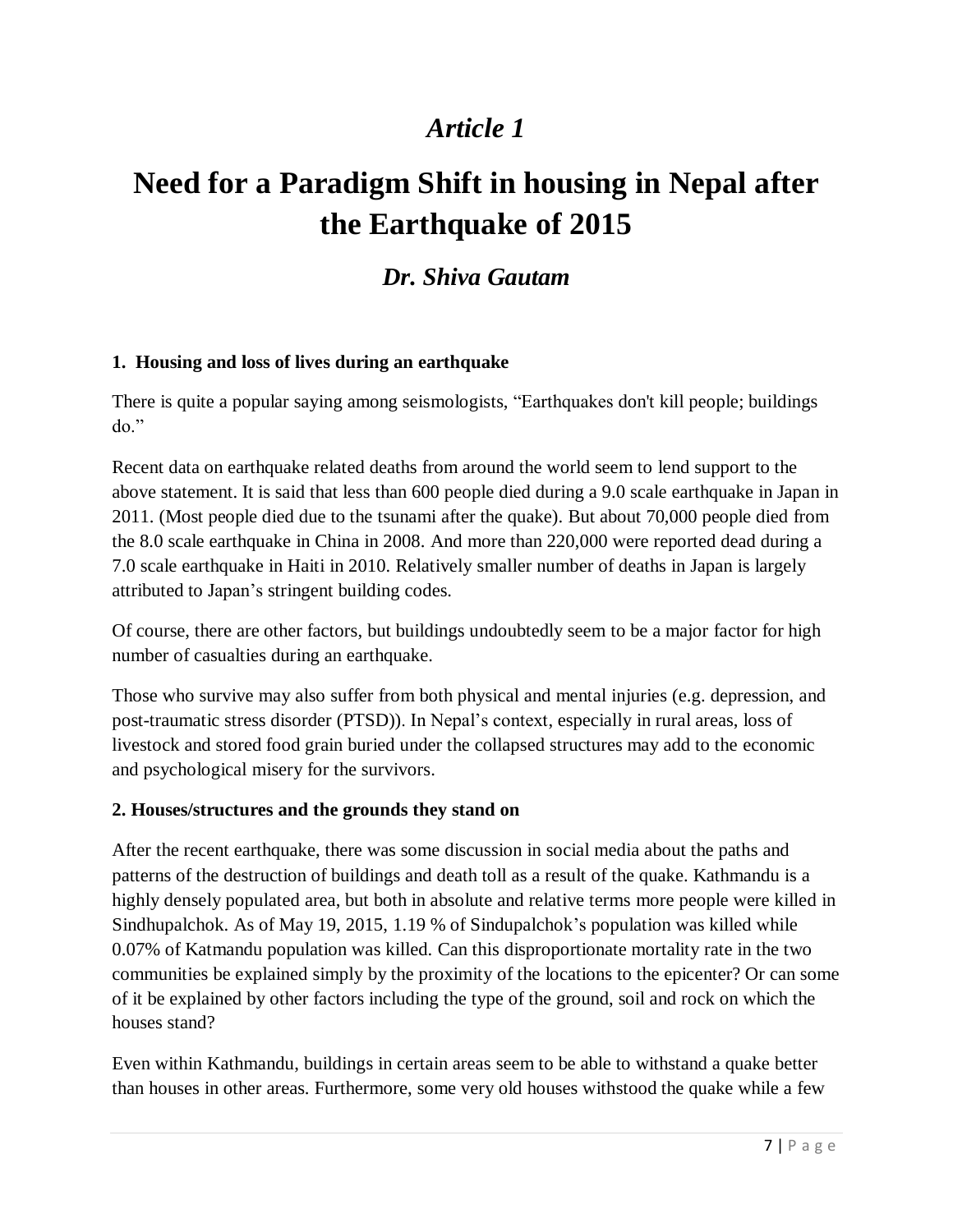*Article 1*

# Need for a Paradigm Shift in housing in Nepal after the Earthquake of 2015

*Dr. Shiva Gautam*

### 1. Housing and loss of lives during an earthquake

There is quite a popular saying among seismologists, "Earthquakes don't kill people; buildings do."

Recent data on earthquake related deaths from around the world seem to lend support to the above statement. It is said that less than 600 people died during a 9.0 scale earthquake in Japan in 2011. (Most people died due to the tsunami after the quake). But about 70,000 people died from the 8.0 scale earthquake in China in 2008. And more than 220,000 were reported dead during a 7.0 scale earthquake in Haiti in 2010. Relatively smaller number of deaths in Japan is largely attributed to Japan's stringent building codes.

Of course, there are other factors, but buildings undoubtedly seem to be a major factor for high number of casualties during an earthquake.

Those who survive may also suffer from both physical and mental injuries (e.g. depression, and post-traumatic stress disorder (PTSD)). In Nepal's context, especially in rural areas, loss of livestock and stored food grain buried under the collapsed structures may add to the economic and psychological misery for the survivors.

### 2. Houses/structures and the grounds they stand on

After the recent earthquake, there was some discussion in social media about the paths and patterns of the destruction of buildings and death toll as a result of the quake. Kathmandu is a highly densely populated area, but both in absolute and relative terms more people were killed in Sindhupalchok. As of May 19, 2015, 1.19 % of Sindupalchok's population was killed while 0.07% of Katmandu population was killed. Can this disproportionate mortality rate in the two communities be explained simply by the proximity of the locations to the epicenter? Or can some of it be explained by other factors including the type of the ground, soil and rock on which the houses stand?

Even within Kathmandu, buildings in certain areas seem to be able to withstand a quake better than houses in other areas. Furthermore, some very old houses withstood the quake while a few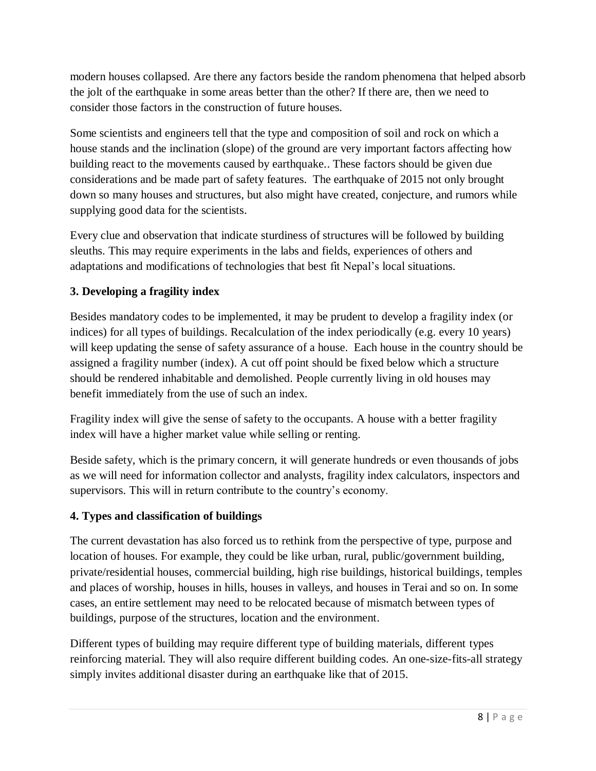modern houses collapsed. Are there any factors beside the random phenomena that helped absorb the jolt of the earthquake in some areas better than the other? If there are, then we need to consider those factors in the construction of future houses.

Some scientists and engineers tell that the type and composition of soil and rock on which a house stands and the inclination (slope) of the ground are very important factors affecting how building react to the movements caused by earthquake.. These factors should be given due considerations and be made part of safety features. The earthquake of 2015 not only brought down so many houses and structures, but also might have created, conjecture, and rumors while supplying good data for the scientists.

Every clue and observation that indicate sturdiness of structures will be followed by building sleuths. This may require experiments in the labs and fields, experiences of others and adaptations and modifications of technologies that best fit Nepal's local situations.

**3. Developing a fragility index**

Besides mandatory codes to be implemented, it may be prudent to develop a fragility index (or indices) for all types of buildings. Recalculation of the index periodically (e.g. every 10 years) will keep updating the sense of safety assurance of a house. Each house in the country should be assigned a fragility number (index). A cut off point should be fixed below which a structure should be rendered inhabitable and demolished. People currently living in old houses may benefit immediately from the use of such an index.

Fragility index will give the sense of safety to the occupants. A house with a better fragility index will have a higher market value while selling or renting.

Beside safety, which is the primary concern, it will generate hundreds or even thousands of jobs as we will need for information collector and analysts, fragility index calculators, inspectors and supervisors. This will in return contribute to the country's economy.

**4. Types and classification of buildings**

The current devastation has also forced us to rethink from the perspective of type, purpose and location of houses. For example, they could be like urban, rural, public/government building, private/residential houses, commercial building, high rise buildings, historical buildings, temples and places of worship, houses in hills, houses in valleys, and houses in Terai and so on. In some cases, an entire settlement may need to be relocated because of mismatch between types of buildings, purpose of the structures, location and the environment.

Different types of building may require different type of building materials, different types reinforcing material. They will also require different building codes. An one-size-fits-all strategy simply invites additional disaster during an earthquake like that of 2015.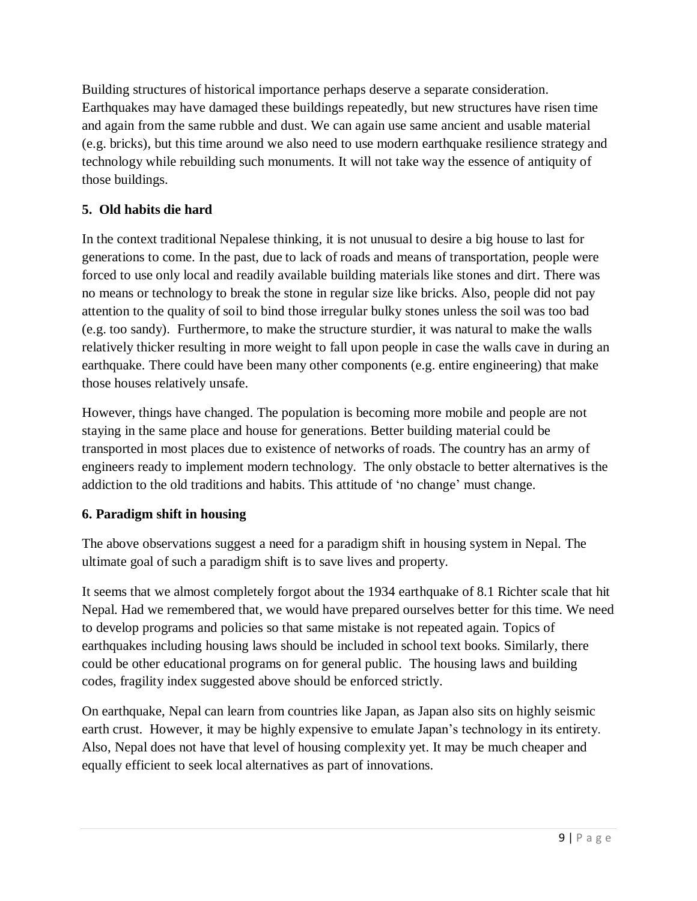Building structures of historical importance perhaps deserve a separate consideration. Earthquakes may have damaged these buildings repeatedly, but new structures have risen time and again from the same rubble and dust. We can again use same ancient and usable material (e.g. bricks), but this time around we also need to use modern earthquake resilience strategy and technology while rebuilding such monuments. It will not take way the essence of antiquity of those buildings.

### 5. Old habits die hard

In the context traditional Nepalese thinking, it is not unusual to desire a big house to last for generations to come. In the past, due to lack of roads and means of transportation, people were forced to use only local and readily available building materials like stones and dirt. There was no means or technology to break the stone in regular size like bricks. Also, people did not pay attention to the quality of soil to bind those irregular bulky stones unless the soil was too bad (e.g. too sandy). Furthermore, to make the structure sturdier, it was natural to make the walls relatively thicker resulting in more weight to fall upon people in case the walls cave in during an earthquake. There could have been many other components (e.g. entire engineering) that make those houses relatively unsafe.

However, things have changed. The population is becoming more mobile and people are not staying in the same place and house for generations. Better building material could be transported in most places due to existence of networks of roads. The country has an army of engineers ready to implement modern technology. The only obstacle to better alternatives is the addiction to the old traditions and habits. This attitude of 'no change' must change.

### 6. Paradigm shift in housing

The above observations suggest a need for a paradigm shift in housing system in Nepal. The ultimate goal of such a paradigm shift is to save lives and property.

It seems that we almost completely forgot about the 1934 earthquake of 8.1 Richter scale that hit Nepal. Had we remembered that, we would have prepared ourselves better for this time. We need to develop programs and policies so that same mistake is not repeated again. Topics of earthquakes including housing laws should be included in school text books. Similarly, there could be other educational programs on for general public. The housing laws and building codes, fragility index suggested above should be enforced strictly.

On earthquake, Nepal can learn from countries like Japan, as Japan also sits on highly seismic earth crust. However, it may be highly expensive to emulate Japan's technology in its entirety. Also, Nepal does not have that level of housing complexity yet. It may be much cheaper and equally efficient to seek local alternatives as part of innovations.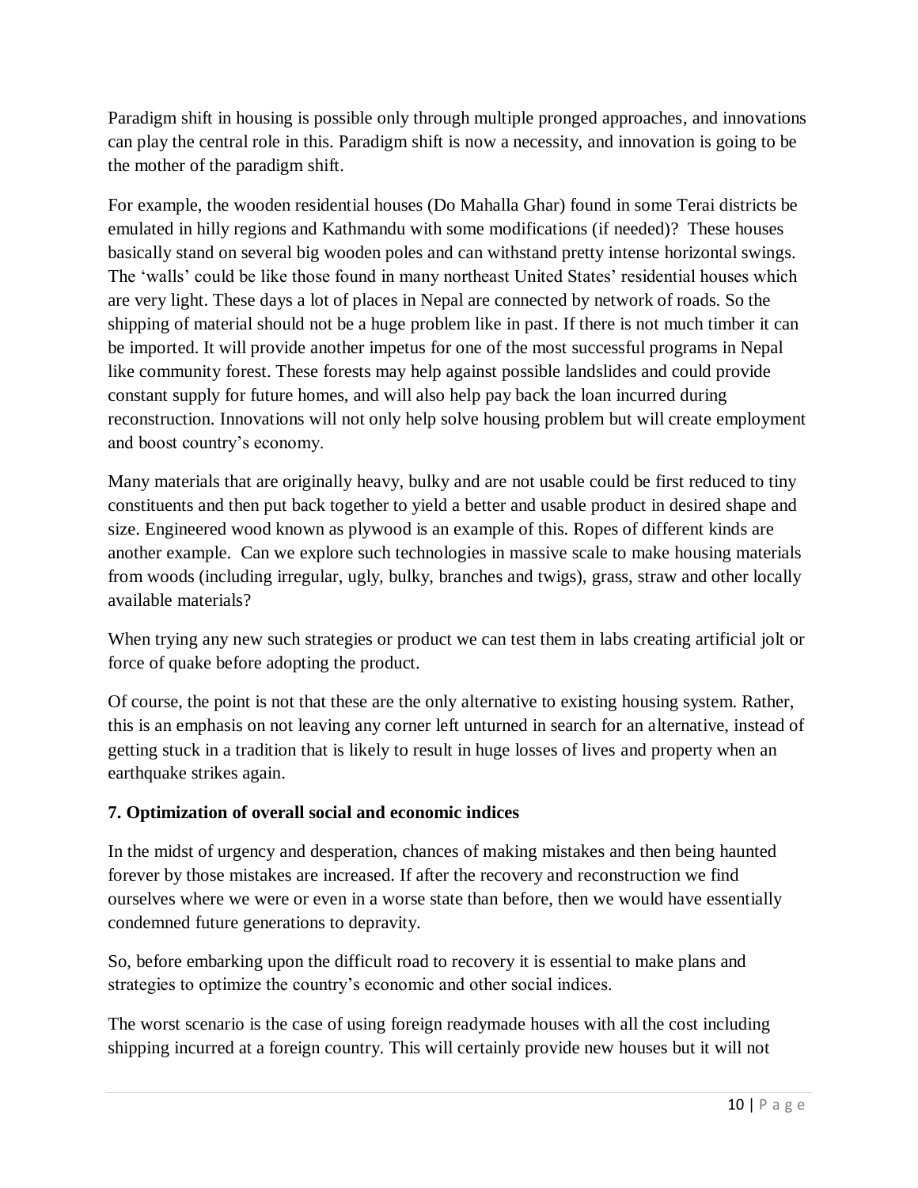Paradigm shift in housing is possible only through multiple pronged approaches, and innovations can play the central role in this. Paradigm shift is now a necessity, and innovation is going to be the mother of the paradigm shift.

For example, the wooden residential houses (Do Mahalla Ghar) found in some Terai districts be emulated in hilly regions and Kathmandu with some modifications (if needed)? These houses basically stand on several big wooden poles and can withstand pretty intense horizontal swings. The 'walls' could be like those found in many northeast United States' residential houses which are very light. These days a lot of places in Nepal are connected by network of roads. So the shipping of material should not be a huge problem like in past. If there is not much timber it can be imported. It will provide another impetus for one of the most successful programs in Nepal like community forest. These forests may help against possible landslides and could provide constant supply for future homes, and will also help pay back the loan incurred during reconstruction. Innovations will not only help solve housing problem but will create employment and boost country's economy.

Many materials that are originally heavy, bulky and are not usable could be first reduced to tiny constituents and then put back together to yield a better and usable product in desired shape and size. Engineered wood known as plywood is an example of this. Ropes of different kinds are another example. Can we explore such technologies in massive scale to make housing materials from woods (including irregular, ugly, bulky, branches and twigs), grass, straw and other locally available materials?

When trying any new such strategies or product we can test them in labs creating artificial jolt or force of quake before adopting the product.

Of course, the point is not that these are the only alternative to existing housing system. Rather, this is an emphasis on not leaving any corner left unturned in search for an alternative, instead of getting stuck in a tradition that is likely to result in huge losses of lives and property when an earthquake strikes again.

### 7. Optimization of overall social and economic indices

In the midst of urgency and desperation, chances of making mistakes and then being haunted forever by those mistakes are increased. If after the recovery and reconstruction we find ourselves where we were or even in a worse state than before, then we would have essentially condemned future generations to depravity.

So, before embarking upon the difficult road to recovery it is essential to make plans and strategies to optimize the country's economic and other social indices.

The worst scenario is the case of using foreign readymade houses with all the cost including shipping incurred at a foreign country. This will certainly provide new houses but it will not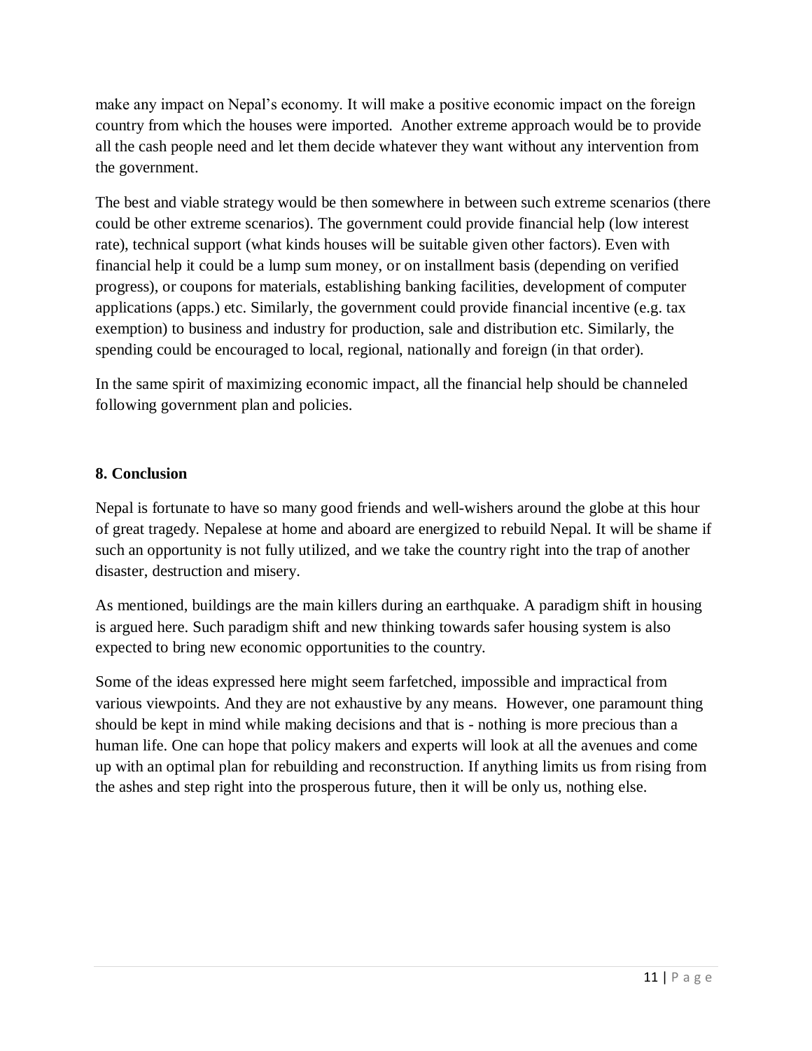make any impact on Nepal's economy. It will make a positive economic impact on the foreign country from which the houses were imported. Another extreme approach would be to provide all the cash people need and let them decide whatever they want without any intervention from the government.

The best and viable strategy would be then somewhere in between such extreme scenarios (there could be other extreme scenarios). The government could provide financial help (low interest rate), technical support (what kinds houses will be suitable given other factors). Even with financial help it could be a lump sum money, or on installment basis (depending on verified progress), or coupons for materials, establishing banking facilities, development of computer applications (apps.) etc. Similarly, the government could provide financial incentive (e.g. tax exemption) to business and industry for production, sale and distribution etc. Similarly, the spending could be encouraged to local, regional, nationally and foreign (in that order).

In the same spirit of maximizing economic impact, all the financial help should be channeled following government plan and policies.

## 8. Conclusion

Nepal is fortunate to have so many good friends and well-wishers around the globe at this hour of great tragedy. Nepalese at home and aboard are energized to rebuild Nepal. It will be shame if such an opportunity is not fully utilized, and we take the country right into the trap of another disaster, destruction and misery.

As mentioned, buildings are the main killers during an earthquake. A paradigm shift in housing is argued here. Such paradigm shift and new thinking towards safer housing system is also expected to bring new economic opportunities to the country.

Some of the ideas expressed here might seem farfetched, impossible and impractical from various viewpoints. And they are not exhaustive by any means. However, one paramount thing should be kept in mind while making decisions and that is - nothing is more precious than a human life. One can hope that policy makers and experts will look at all the avenues and come up with an optimal plan for rebuilding and reconstruction. If anything limits us from rising from the ashes and step right into the prosperous future, then it will be only us, nothing else.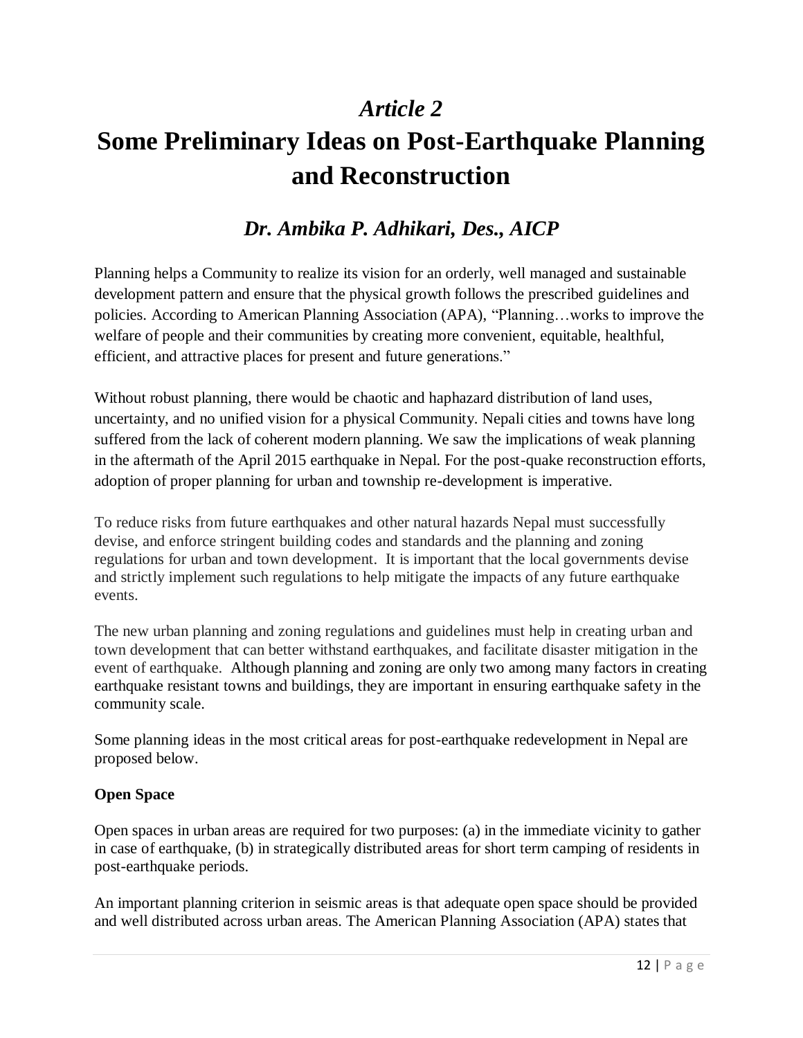# *Article 2*

# Some Preliminary Ideas on Post-Earthquake Planning and Reconstruction

## *Dr. Ambika P. Adhikari, Des., AICP*

Planning helps a Community to realize its vision for an orderly, well managed and sustainable development pattern and ensure that the physical growth follows the prescribed guidelines and policies. According to American Planning Association (APA), "Planning…works to improve the welfare of people and their communities by creating more convenient, equitable, healthful, efficient, and attractive places for present and future generations."

Without robust planning, there would be chaotic and haphazard distribution of land uses, uncertainty, and no unified vision for a physical Community. Nepali cities and towns have long suffered from the lack of coherent modern planning. We saw the implications of weak planning in the aftermath of the April 2015 earthquake in Nepal. For the post-quake reconstruction efforts, adoption of proper planning for urban and township re-development is imperative.

To reduce risks from future earthquakes and other natural hazards Nepal must successfully devise, and enforce stringent building codes and standards and the planning and zoning regulations for urban and town development. It is important that the local governments devise and strictly implement such regulations to help mitigate the impacts of any future earthquake events.

The new urban planning and zoning regulations and guidelines must help in creating urban and town development that can better withstand earthquakes, and facilitate disaster mitigation in the event of earthquake. Although planning and zoning are only two among many factors in creating earthquake resistant towns and buildings, they are important in ensuring earthquake safety in the community scale.

Some planning ideas in the most critical areas for post-earthquake redevelopment in Nepal are proposed below.

**Open Space**

Open spaces in urban areas are required for two purposes: (a) in the immediate vicinity to gather in case of earthquake, (b) in strategically distributed areas for short term camping of residents in post-earthquake periods.

An important planning criterion in seismic areas is that adequate open space should be provided and well distributed across urban areas. The American Planning Association (APA) states that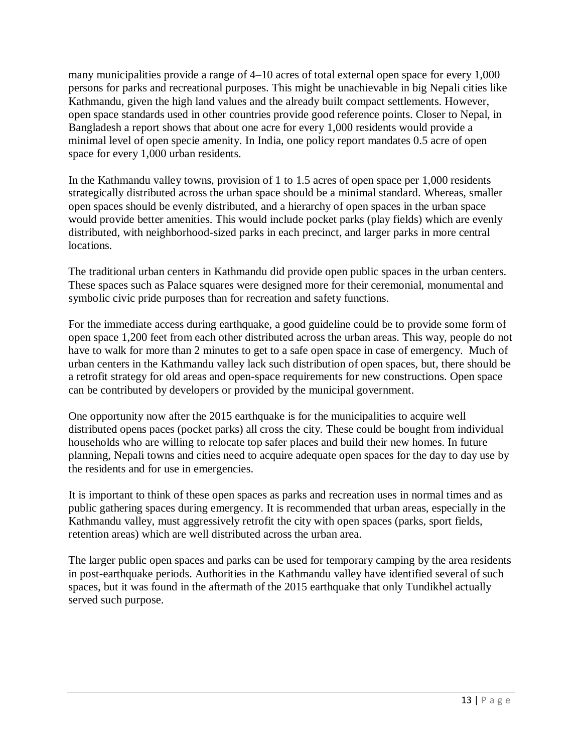many municipalities provide a range of 4–10 acres of total external open space for every 1,000 persons for parks and recreational purposes. This might be unachievable in big Nepali cities like Kathmandu, given the high land values and the already built compact settlements. However, open space standards used in other countries provide good reference points. Closer to Nepal, in Bangladesh a report shows that about one acre for every 1,000 residents would provide a minimal level of open specie amenity. In India, one policy report mandates 0.5 acre of open space for every 1,000 urban residents.

In the Kathmandu valley towns, provision of 1 to 1.5 acres of open space per 1,000 residents strategically distributed across the urban space should be a minimal standard. Whereas, smaller open spaces should be evenly distributed, and a hierarchy of open spaces in the urban space would provide better amenities. This would include pocket parks (play fields) which are evenly distributed, with neighborhood-sized parks in each precinct, and larger parks in more central locations.

The traditional urban centers in Kathmandu did provide open public spaces in the urban centers. These spaces such as Palace squares were designed more for their ceremonial, monumental and symbolic civic pride purposes than for recreation and safety functions.

For the immediate access during earthquake, a good guideline could be to provide some form of open space 1,200 feet from each other distributed across the urban areas. This way, people do not have to walk for more than 2 minutes to get to a safe open space in case of emergency. Much of urban centers in the Kathmandu valley lack such distribution of open spaces, but, there should be a retrofit strategy for old areas and open-space requirements for new constructions. Open space can be contributed by developers or provided by the municipal government.

One opportunity now after the 2015 earthquake is for the municipalities to acquire well distributed opens paces (pocket parks) all cross the city. These could be bought from individual households who are willing to relocate top safer places and build their new homes. In future planning, Nepali towns and cities need to acquire adequate open spaces for the day to day use by the residents and for use in emergencies.

It is important to think of these open spaces as parks and recreation uses in normal times and as public gathering spaces during emergency. It is recommended that urban areas, especially in the Kathmandu valley, must aggressively retrofit the city with open spaces (parks, sport fields, retention areas) which are well distributed across the urban area.

The larger public open spaces and parks can be used for temporary camping by the area residents in post-earthquake periods. Authorities in the Kathmandu valley have identified several of such spaces, but it was found in the aftermath of the 2015 earthquake that only Tundikhel actually served such purpose.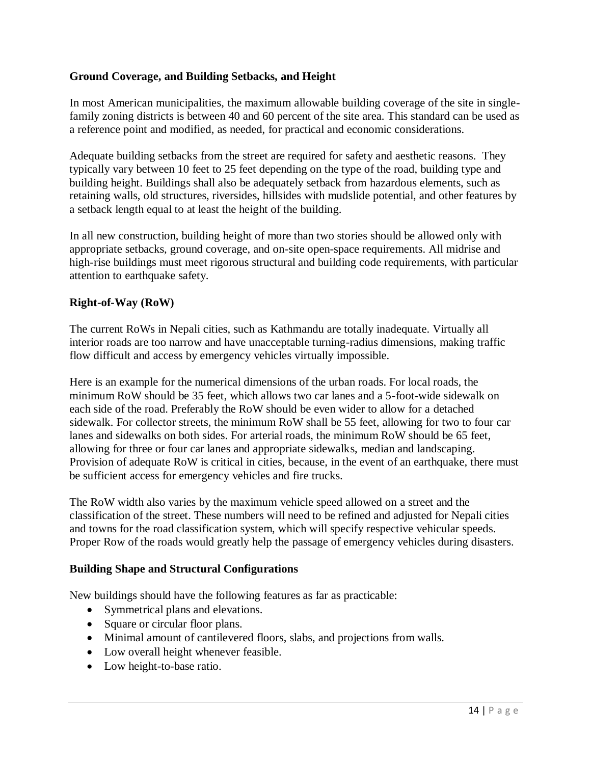**Ground Coverage, and Building Setbacks, and Height**

In most American municipalities, the maximum allowable building coverage of the site in single-family zoning districts is between 40 and 60 percent of the site area. This standard can be used as a reference point and modified, as needed, for practical and economic considerations.

Adequate building setbacks from the street are required for safety and aesthetic reasons. They typically vary between 10 feet to 25 feet depending on the type of the road, building type and building height. Buildings shall also be adequately setback from hazardous elements, such as retaining walls, old structures, riversides, hillsides with mudslide potential, and other features by a setback length equal to at least the height of the building.

In all new construction, building height of more than two stories should be allowed only with appropriate setbacks, ground coverage, and on-site open-space requirements. All midrise and high-rise buildings must meet rigorous structural and building code requirements, with particular attention to earthquake safety.

**Right-of-Way (RoW)**

The current RoWs in Nepali cities, such as Kathmandu are totally inadequate. Virtually all interior roads are too narrow and have unacceptable turning-radius dimensions, making traffic flow difficult and access by emergency vehicles virtually impossible.

Here is an example for the numerical dimensions of the urban roads. For local roads, the minimum RoW should be 35 feet, which allows two car lanes and a 5-foot-wide sidewalk on each side of the road. Preferably the RoW should be even wider to allow for a detached sidewalk. For collector streets, the minimum RoW shall be 55 feet, allowing for two to four car lanes and sidewalks on both sides. For arterial roads, the minimum RoW should be 65 feet, allowing for three or four car lanes and appropriate sidewalks, median and landscaping. Provision of adequate RoW is critical in cities, because, in the event of an earthquake, there must be sufficient access for emergency vehicles and fire trucks.

The RoW width also varies by the maximum vehicle speed allowed on a street and the classification of the street. These numbers will need to be refined and adjusted for Nepali cities and towns for the road classification system, which will specify respective vehicular speeds. Proper Row of the roads would greatly help the passage of emergency vehicles during disasters.

**Building Shape and Structural Configurations**

New buildings should have the following features as far as practicable:

- Symmetrical plans and elevations.
- Square or circular floor plans.
- Minimal amount of cantilevered floors, slabs, and projections from walls.
- Low overall height whenever feasible.
- Low height-to-base ratio.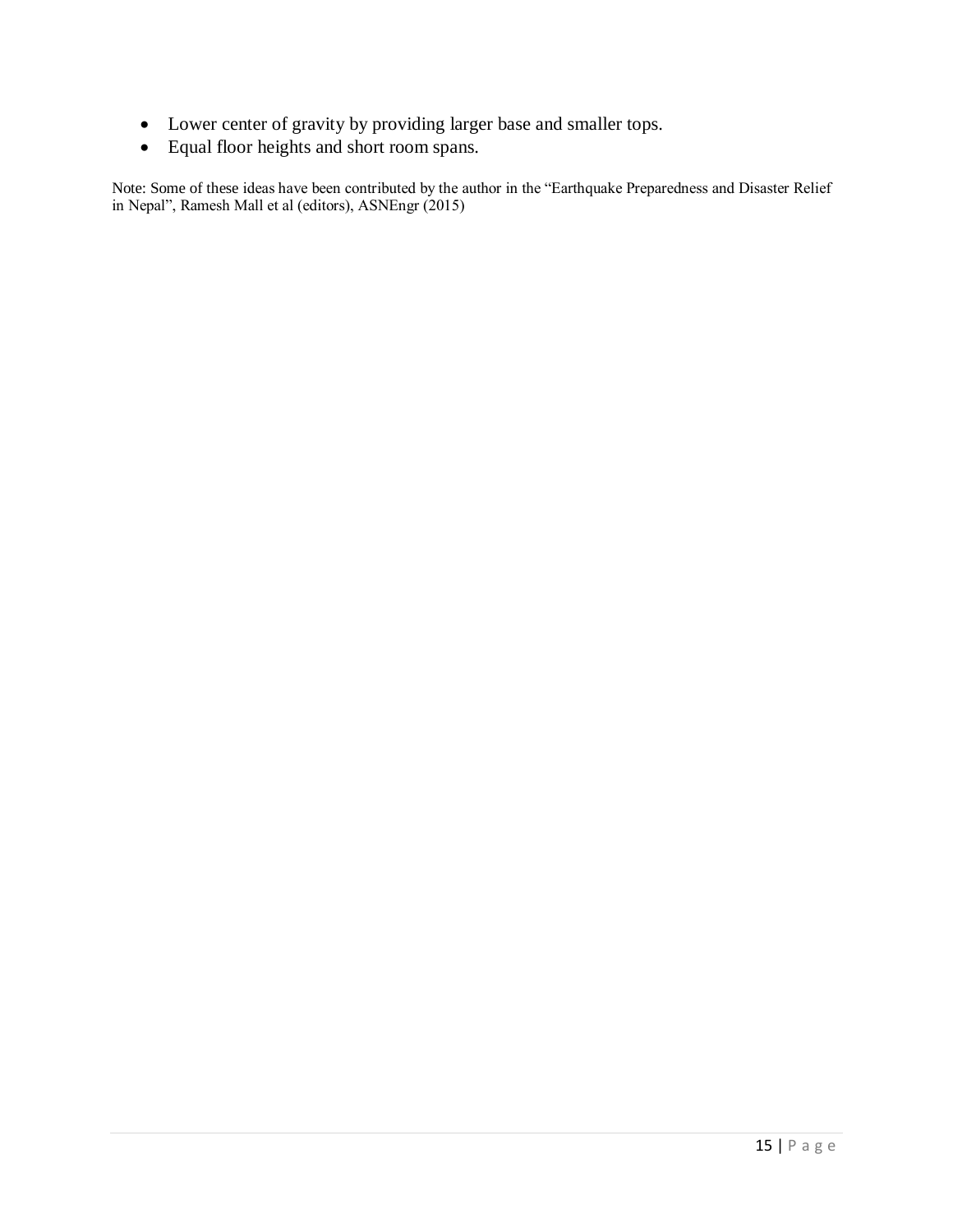- Lower center of gravity by providing larger base and smaller tops.
- Equal floor heights and short room spans.

Note: Some of these ideas have been contributed by the author in the "Earthquake Preparedness and Disaster Relief in Nepal", Ramesh Mall et al (editors), ASNEngr (2015)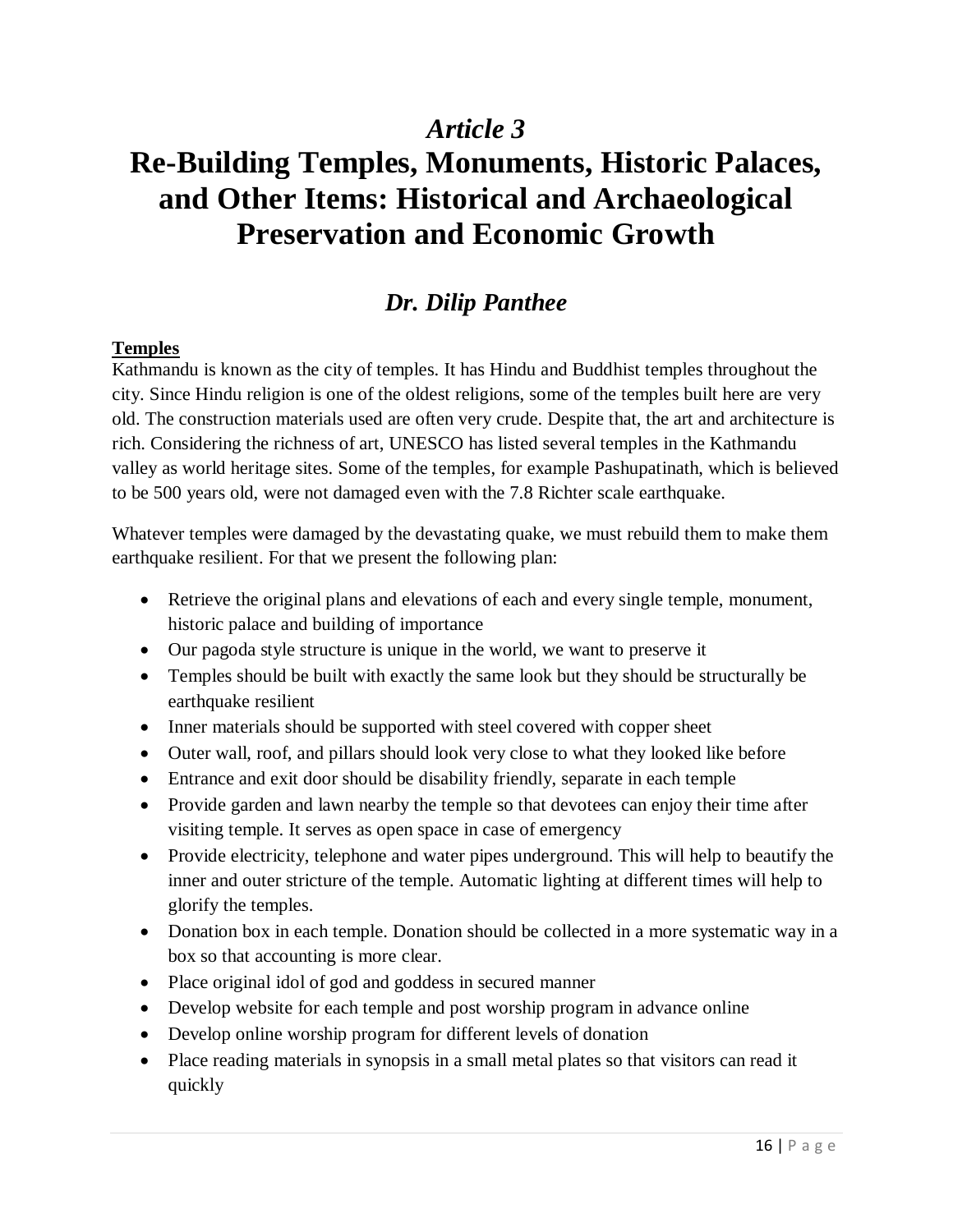# *Article 3*

# Re-Building Temples, Monuments, Historic Palaces, and Other Items: Historical and Archaeological Preservation and Economic Growth

## *Dr. Dilip Panthee*

**Temples**

Kathmandu is known as the city of temples. It has Hindu and Buddhist temples throughout the city. Since Hindu religion is one of the oldest religions, some of the temples built here are very old. The construction materials used are often very crude. Despite that, the art and architecture is rich. Considering the richness of art, UNESCO has listed several temples in the Kathmandu valley as world heritage sites. Some of the temples, for example Pashupatinath, which is believed to be 500 years old, were not damaged even with the 7.8 Richter scale earthquake.

Whatever temples were damaged by the devastating quake, we must rebuild them to make them earthquake resilient. For that we present the following plan:

- Retrieve the original plans and elevations of each and every single temple, monument, historic palace and building of importance
- Our pagoda style structure is unique in the world, we want to preserve it
- Temples should be built with exactly the same look but they should be structurally be earthquake resilient
- Inner materials should be supported with steel covered with copper sheet
- Outer wall, roof, and pillars should look very close to what they looked like before
- Entrance and exit door should be disability friendly, separate in each temple
- Provide garden and lawn nearby the temple so that devotees can enjoy their time after visiting temple. It serves as open space in case of emergency
- Provide electricity, telephone and water pipes underground. This will help to beautify the inner and outer stricture of the temple. Automatic lighting at different times will help to glorify the temples.
- Donation box in each temple. Donation should be collected in a more systematic way in a box so that accounting is more clear.
- Place original idol of god and goddess in secured manner
- Develop website for each temple and post worship program in advance online
- Develop online worship program for different levels of donation
- Place reading materials in synopsis in a small metal plates so that visitors can read it quickly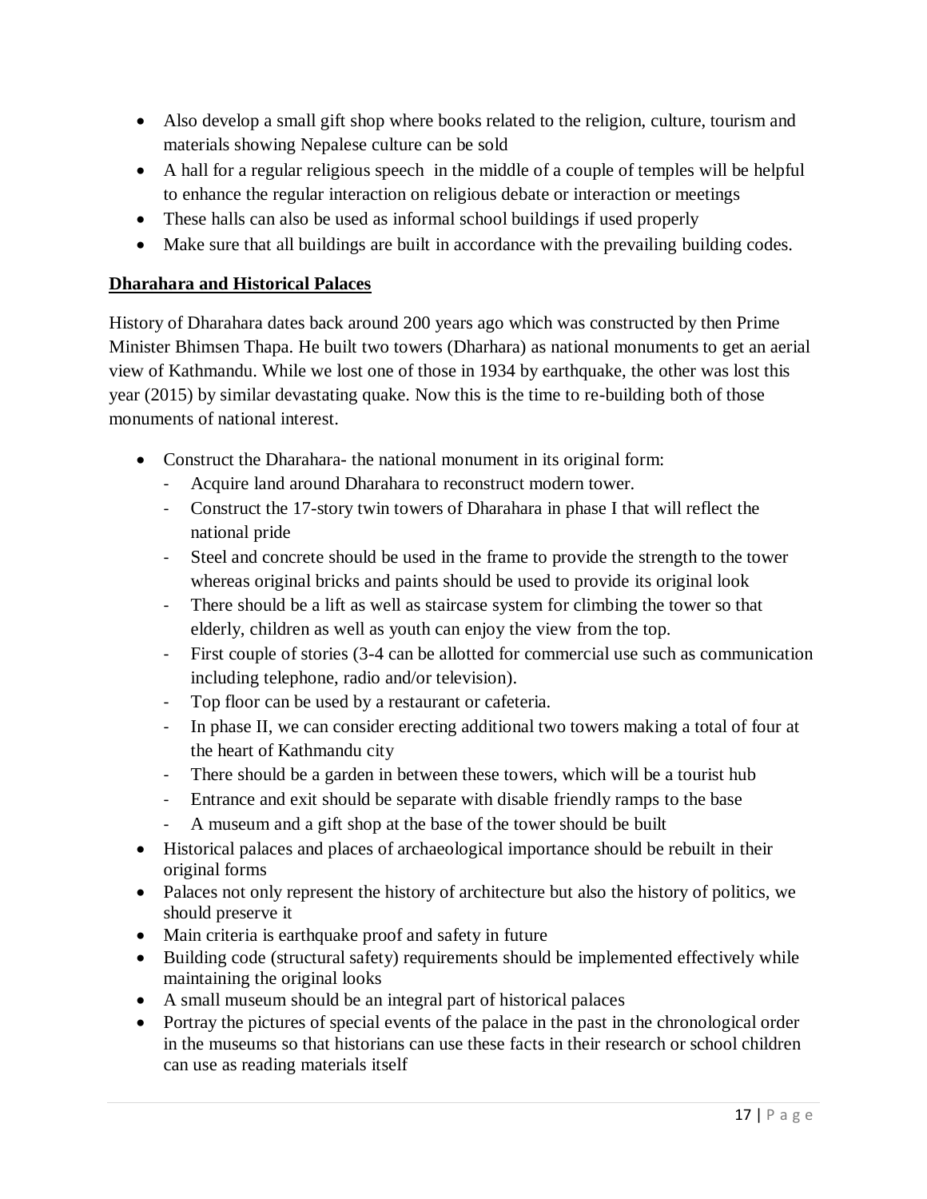- Also develop a small gift shop where books related to the religion, culture, tourism and materials showing Nepalese culture can be sold
- A hall for a regular religious speech in the middle of a couple of temples will be helpful to enhance the regular interaction on religious debate or interaction or meetings
- These halls can also be used as informal school buildings if used properly
- Make sure that all buildings are built in accordance with the prevailing building codes.

**<u>Dharahara and Historical Palaces</u>**

History of Dharahara dates back around 200 years ago which was constructed by then Prime Minister Bhimsen Thapa. He built two towers (Dharhara) as national monuments to get an aerial view of Kathmandu. While we lost one of those in 1934 by earthquake, the other was lost this year (2015) by similar devastating quake. Now this is the time to re-building both of those monuments of national interest.

- Construct the Dharahara- the national monument in its original form:
  - Acquire land around Dharahara to reconstruct modern tower.
  - Construct the 17-story twin towers of Dharahara in phase I that will reflect the national pride
  - Steel and concrete should be used in the frame to provide the strength to the tower whereas original bricks and paints should be used to provide its original look
  - There should be a lift as well as staircase system for climbing the tower so that elderly, children as well as youth can enjoy the view from the top.
  - First couple of stories (3-4 can be allotted for commercial use such as communication including telephone, radio and/or television).
  - Top floor can be used by a restaurant or cafeteria.
  - In phase II, we can consider erecting additional two towers making a total of four at the heart of Kathmandu city
  - There should be a garden in between these towers, which will be a tourist hub
  - Entrance and exit should be separate with disable friendly ramps to the base
  - A museum and a gift shop at the base of the tower should be built
- Historical palaces and places of archaeological importance should be rebuilt in their original forms
- Palaces not only represent the history of architecture but also the history of politics, we should preserve it
- Main criteria is earthquake proof and safety in future
- Building code (structural safety) requirements should be implemented effectively while maintaining the original looks
- A small museum should be an integral part of historical palaces
- Portray the pictures of special events of the palace in the past in the chronological order in the museums so that historians can use these facts in their research or school children can use as reading materials itself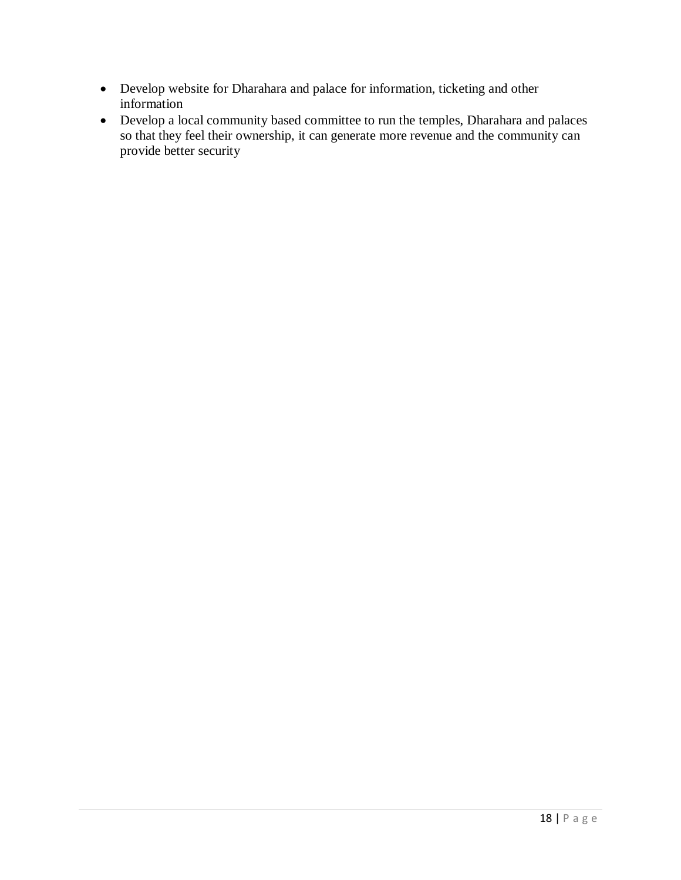- Develop website for Dharahara and palace for information, ticketing and other information
- Develop a local community based committee to run the temples, Dharahara and palaces so that they feel their ownership, it can generate more revenue and the community can provide better security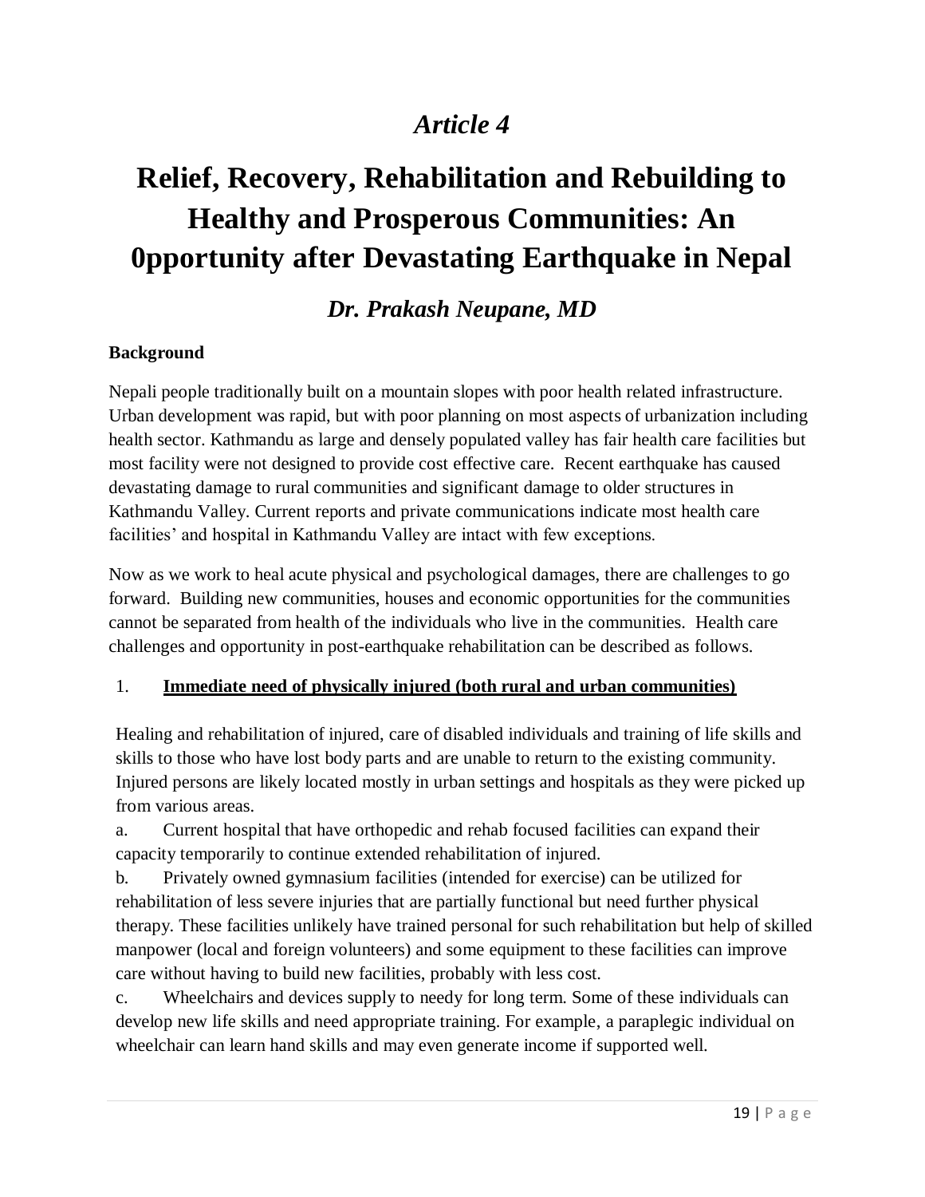## *Article 4*

# Relief, Recovery, Rehabilitation and Rebuilding to Healthy and Prosperous Communities: An 0pportunity after Devastating Earthquake in Nepal

### *Dr. Prakash Neupane, MD*

**Background**

Nepali people traditionally built on a mountain slopes with poor health related infrastructure. Urban development was rapid, but with poor planning on most aspects of urbanization including health sector. Kathmandu as large and densely populated valley has fair health care facilities but most facility were not designed to provide cost effective care. Recent earthquake has caused devastating damage to rural communities and significant damage to older structures in Kathmandu Valley. Current reports and private communications indicate most health care facilities' and hospital in Kathmandu Valley are intact with few exceptions.

Now as we work to heal acute physical and psychological damages, there are challenges to go forward. Building new communities, houses and economic opportunities for the communities cannot be separated from health of the individuals who live in the communities. Health care challenges and opportunity in post-earthquake rehabilitation can be described as follows.

1. **<u>Immediate need of physically injured (both rural and urban communities)</u>**

Healing and rehabilitation of injured, care of disabled individuals and training of life skills and skills to those who have lost body parts and are unable to return to the existing community. Injured persons are likely located mostly in urban settings and hospitals as they were picked up from various areas.

a. Current hospital that have orthopedic and rehab focused facilities can expand their capacity temporarily to continue extended rehabilitation of injured.

b. Privately owned gymnasium facilities (intended for exercise) can be utilized for rehabilitation of less severe injuries that are partially functional but need further physical therapy. These facilities unlikely have trained personal for such rehabilitation but help of skilled manpower (local and foreign volunteers) and some equipment to these facilities can improve care without having to build new facilities, probably with less cost.

c. Wheelchairs and devices supply to needy for long term. Some of these individuals can develop new life skills and need appropriate training. For example, a paraplegic individual on wheelchair can learn hand skills and may even generate income if supported well.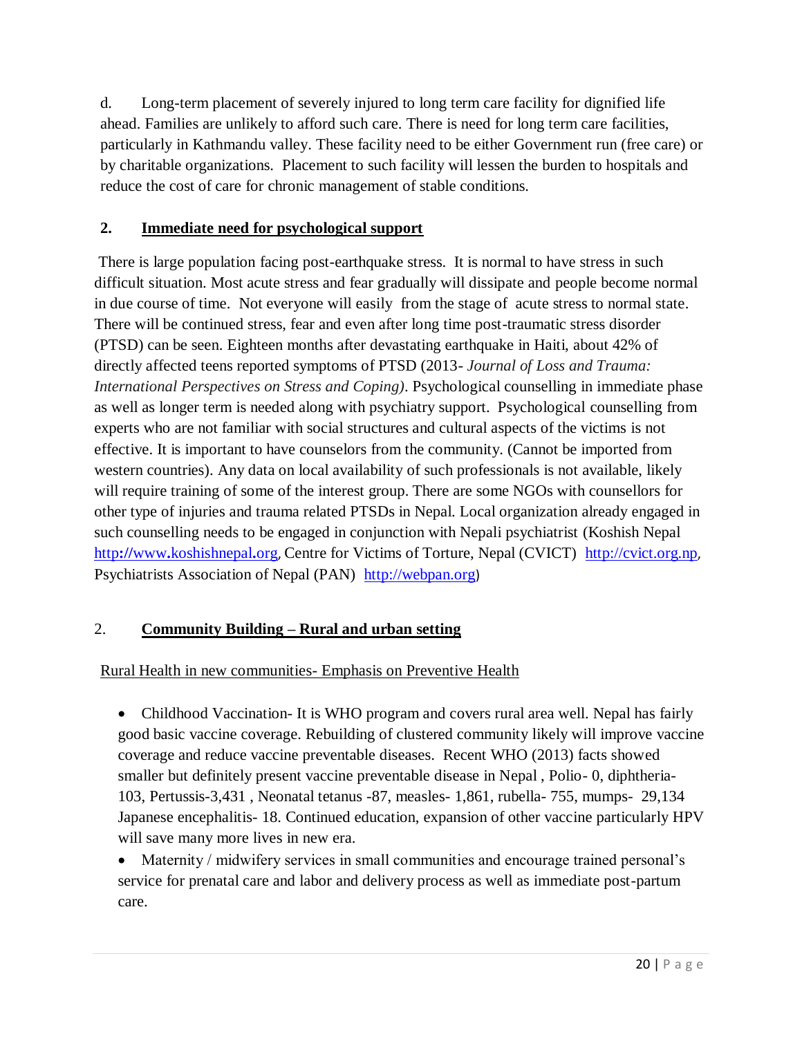d. Long-term placement of severely injured to long term care facility for dignified life ahead. Families are unlikely to afford such care. There is need for long term care facilities, particularly in Kathmandu valley. These facility need to be either Government run (free care) or by charitable organizations. Placement to such facility will lessen the burden to hospitals and reduce the cost of care for chronic management of stable conditions.

## 2. Immediate need for psychological support

There is large population facing post-earthquake stress. It is normal to have stress in such difficult situation. Most acute stress and fear gradually will dissipate and people become normal in due course of time. Not everyone will easily from the stage of acute stress to normal state. There will be continued stress, fear and even after long time post-traumatic stress disorder (PTSD) can be seen. Eighteen months after devastating earthquake in Haiti, about 42% of directly affected teens reported symptoms of PTSD (2013- *Journal of Loss and Trauma: International Perspectives on Stress and Coping)*. Psychological counselling in immediate phase as well as longer term is needed along with psychiatry support. Psychological counselling from experts who are not familiar with social structures and cultural aspects of the victims is not effective. It is important to have counselors from the community. (Cannot be imported from western countries). Any data on local availability of such professionals is not available, likely will require training of some of the interest group. There are some NGOs with counsellors for other type of injuries and trauma related PTSDs in Nepal. Local organization already engaged in such counselling needs to be engaged in conjunction with Nepali psychiatrist (Koshish Nepal http://www.koshishnepal.org, Centre for Victims of Torture, Nepal (CVICT) http://cvict.org.np, Psychiatrists Association of Nepal (PAN) http://webpan.org)

## 2. Community Building – Rural and urban setting

Rural Health in new communities- Emphasis on Preventive Health

- Childhood Vaccination- It is WHO program and covers rural area well. Nepal has fairly good basic vaccine coverage. Rebuilding of clustered community likely will improve vaccine coverage and reduce vaccine preventable diseases. Recent WHO (2013) facts showed smaller but definitely present vaccine preventable disease in Nepal , Polio- 0, diphtheria-103, Pertussis-3,431 , Neonatal tetanus -87, measles- 1,861, rubella- 755, mumps- 29,134 Japanese encephalitis- 18. Continued education, expansion of other vaccine particularly HPV will save many more lives in new era.
- Maternity / midwifery services in small communities and encourage trained personal's service for prenatal care and labor and delivery process as well as immediate post-partum care.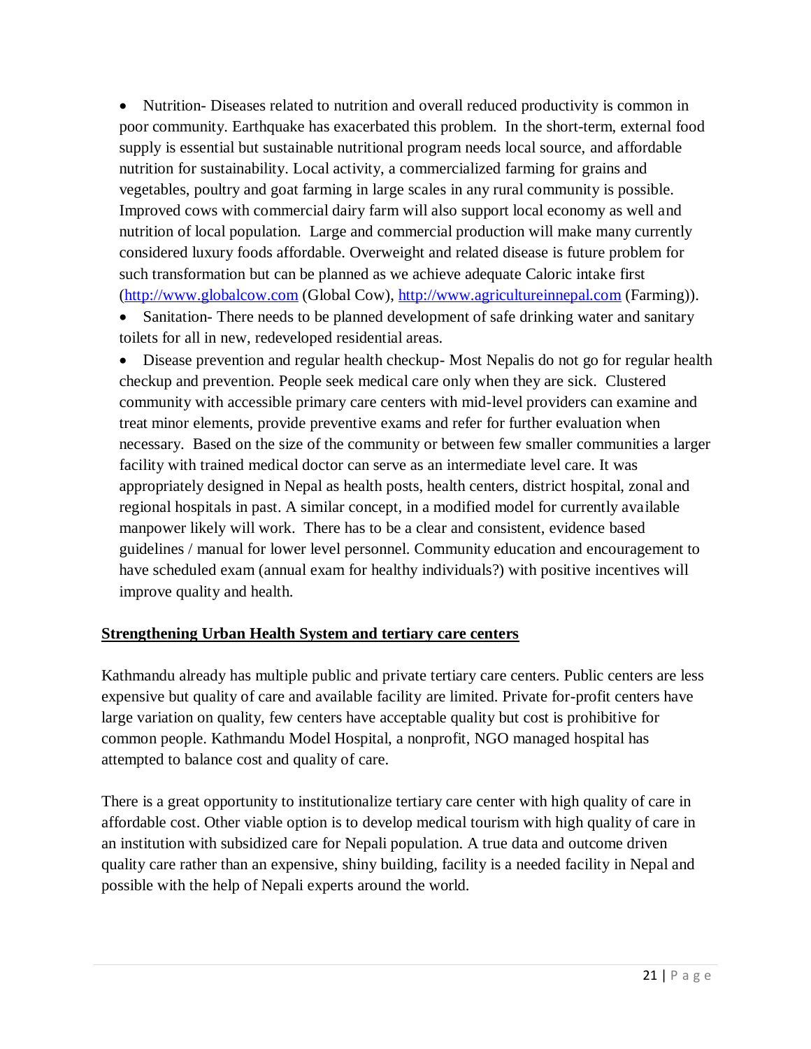- Nutrition- Diseases related to nutrition and overall reduced productivity is common in poor community. Earthquake has exacerbated this problem. In the short-term, external food supply is essential but sustainable nutritional program needs local source, and affordable nutrition for sustainability. Local activity, a commercialized farming for grains and vegetables, poultry and goat farming in large scales in any rural community is possible. Improved cows with commercial dairy farm will also support local economy as well and nutrition of local population. Large and commercial production will make many currently considered luxury foods affordable. Overweight and related disease is future problem for such transformation but can be planned as we achieve adequate Caloric intake first (http://www.globalcow.com (Global Cow), http://www.agricultureinnepal.com (Farming)).
- Sanitation- There needs to be planned development of safe drinking water and sanitary toilets for all in new, redeveloped residential areas.
- Disease prevention and regular health checkup- Most Nepalis do not go for regular health checkup and prevention. People seek medical care only when they are sick. Clustered community with accessible primary care centers with mid-level providers can examine and treat minor elements, provide preventive exams and refer for further evaluation when necessary. Based on the size of the community or between few smaller communities a larger facility with trained medical doctor can serve as an intermediate level care. It was appropriately designed in Nepal as health posts, health centers, district hospital, zonal and regional hospitals in past. A similar concept, in a modified model for currently available manpower likely will work. There has to be a clear and consistent, evidence based guidelines / manual for lower level personnel. Community education and encouragement to have scheduled exam (annual exam for healthy individuals?) with positive incentives will improve quality and health.

## Strengthening Urban Health System and tertiary care centers

Kathmandu already has multiple public and private tertiary care centers. Public centers are less expensive but quality of care and available facility are limited. Private for-profit centers have large variation on quality, few centers have acceptable quality but cost is prohibitive for common people. Kathmandu Model Hospital, a nonprofit, NGO managed hospital has attempted to balance cost and quality of care.

There is a great opportunity to institutionalize tertiary care center with high quality of care in affordable cost. Other viable option is to develop medical tourism with high quality of care in an institution with subsidized care for Nepali population. A true data and outcome driven quality care rather than an expensive, shiny building, facility is a needed facility in Nepal and possible with the help of Nepali experts around the world.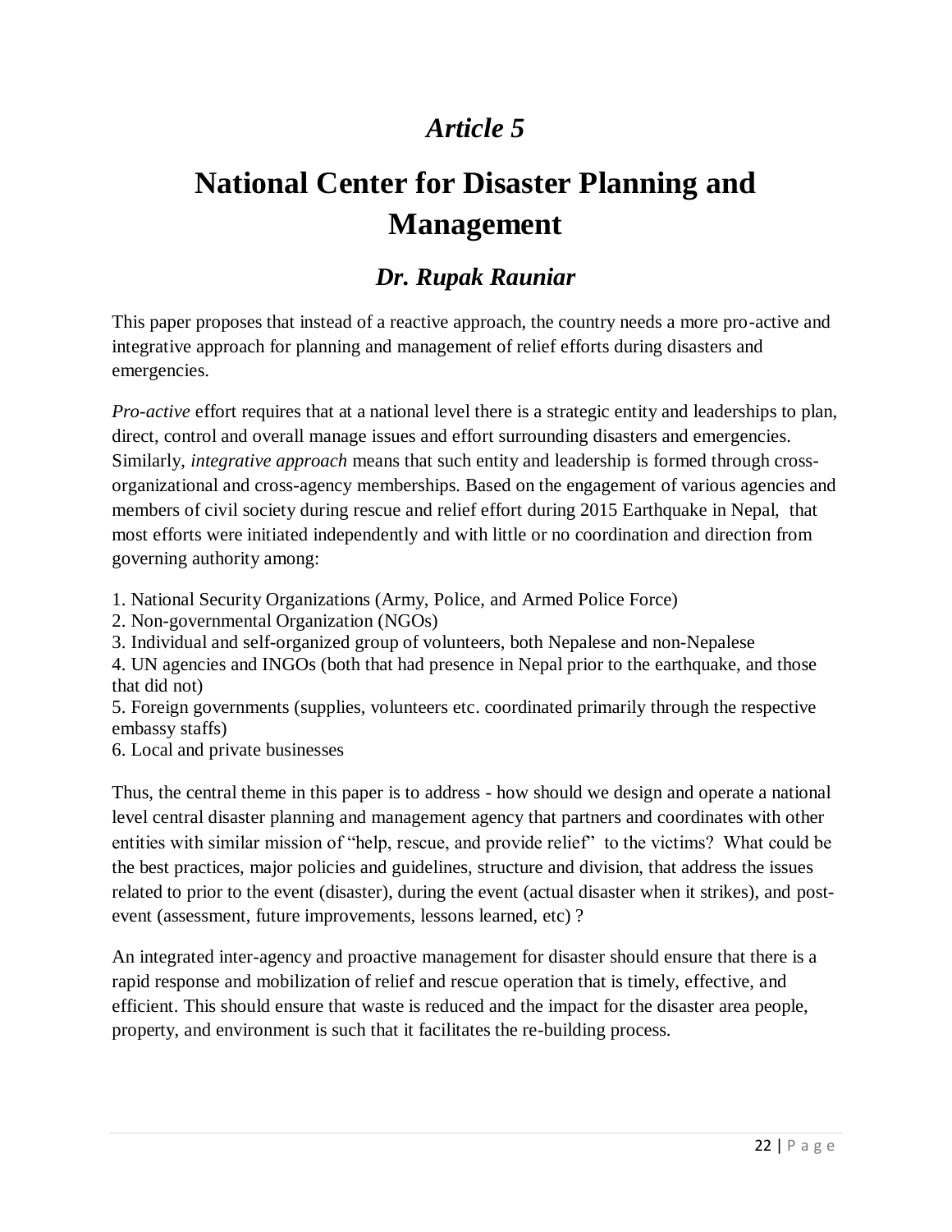## *Article 5*

# National Center for Disaster Planning and Management

### *Dr. Rupak Rauniar*

This paper proposes that instead of a reactive approach, the country needs a more pro-active and integrative approach for planning and management of relief efforts during disasters and emergencies.

*Pro-active* effort requires that at a national level there is a strategic entity and leaderships to plan, direct, control and overall manage issues and effort surrounding disasters and emergencies. Similarly, *integrative approach* means that such entity and leadership is formed through cross-organizational and cross-agency memberships. Based on the engagement of various agencies and members of civil society during rescue and relief effort during 2015 Earthquake in Nepal, that most efforts were initiated independently and with little or no coordination and direction from governing authority among:

1. National Security Organizations (Army, Police, and Armed Police Force)
2. Non-governmental Organization (NGOs)
3. Individual and self-organized group of volunteers, both Nepalese and non-Nepalese
4. UN agencies and INGOs (both that had presence in Nepal prior to the earthquake, and those that did not)
5. Foreign governments (supplies, volunteers etc. coordinated primarily through the respective embassy staffs)
6. Local and private businesses

Thus, the central theme in this paper is to address - how should we design and operate a national level central disaster planning and management agency that partners and coordinates with other entities with similar mission of "help, rescue, and provide relief" to the victims? What could be the best practices, major policies and guidelines, structure and division, that address the issues related to prior to the event (disaster), during the event (actual disaster when it strikes), and post-event (assessment, future improvements, lessons learned, etc) ?

An integrated inter-agency and proactive management for disaster should ensure that there is a rapid response and mobilization of relief and rescue operation that is timely, effective, and efficient. This should ensure that waste is reduced and the impact for the disaster area people, property, and environment is such that it facilitates the re-building process.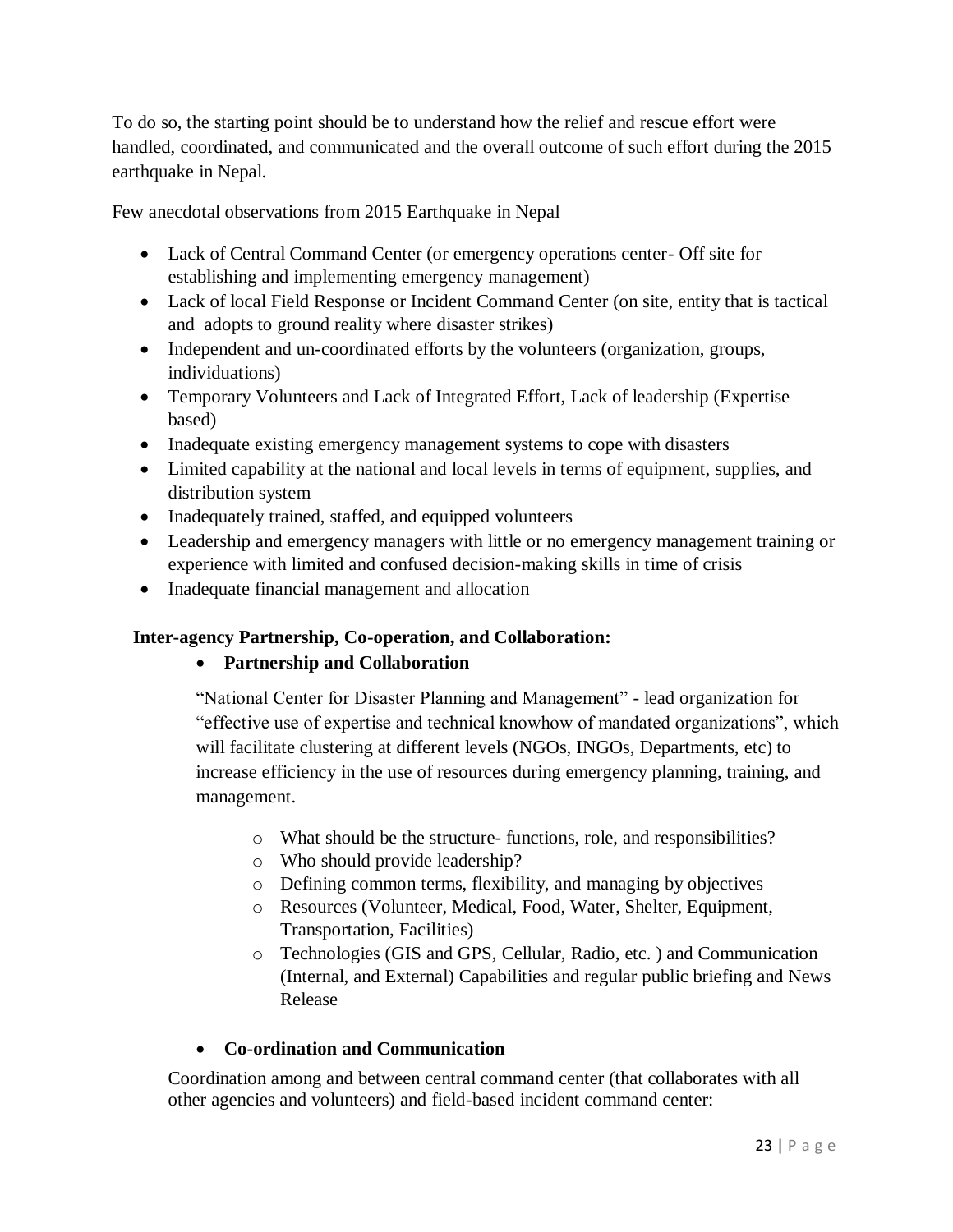To do so, the starting point should be to understand how the relief and rescue effort were handled, coordinated, and communicated and the overall outcome of such effort during the 2015 earthquake in Nepal.

Few anecdotal observations from 2015 Earthquake in Nepal

- Lack of Central Command Center (or emergency operations center- Off site for establishing and implementing emergency management)
- Lack of local Field Response or Incident Command Center (on site, entity that is tactical and adopts to ground reality where disaster strikes)
- Independent and un-coordinated efforts by the volunteers (organization, groups, individuations)
- Temporary Volunteers and Lack of Integrated Effort, Lack of leadership (Expertise based)
- Inadequate existing emergency management systems to cope with disasters
- Limited capability at the national and local levels in terms of equipment, supplies, and distribution system
- Inadequately trained, staffed, and equipped volunteers
- Leadership and emergency managers with little or no emergency management training or experience with limited and confused decision-making skills in time of crisis
- Inadequate financial management and allocation

**Inter-agency Partnership, Co-operation, and Collaboration:**

- **Partnership and Collaboration**

  "National Center for Disaster Planning and Management" - lead organization for "effective use of expertise and technical knowhow of mandated organizations", which will facilitate clustering at different levels (NGOs, INGOs, Departments, etc) to increase efficiency in the use of resources during emergency planning, training, and management.

  - What should be the structure- functions, role, and responsibilities?
  - Who should provide leadership?
  - Defining common terms, flexibility, and managing by objectives
  - Resources (Volunteer, Medical, Food, Water, Shelter, Equipment, Transportation, Facilities)
  - Technologies (GIS and GPS, Cellular, Radio, etc. ) and Communication (Internal, and External) Capabilities and regular public briefing and News Release

- **Co-ordination and Communication**

  Coordination among and between central command center (that collaborates with all other agencies and volunteers) and field-based incident command center: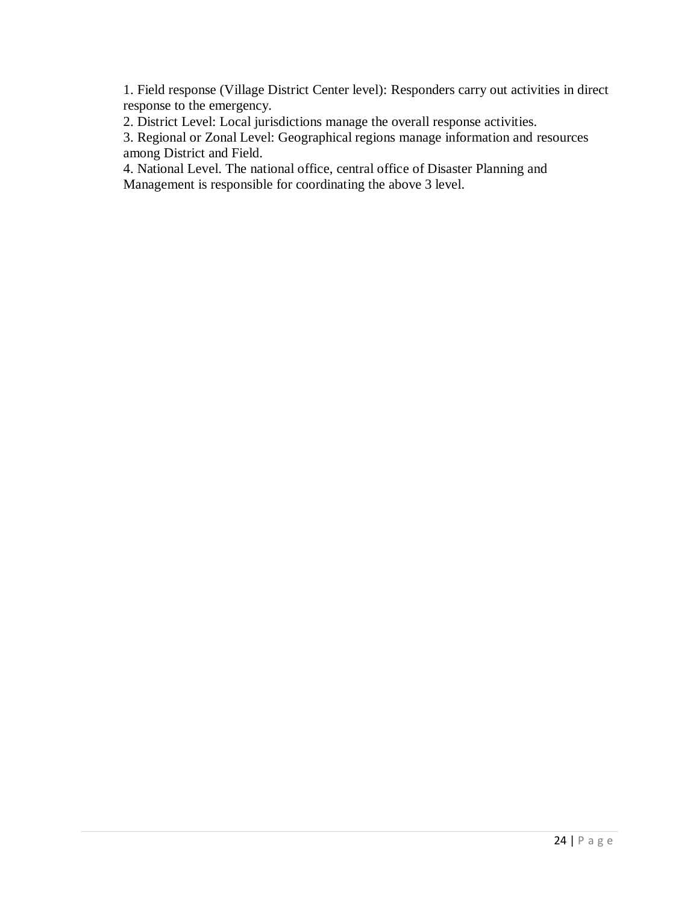1. Field response (Village District Center level): Responders carry out activities in direct response to the emergency.
2. District Level: Local jurisdictions manage the overall response activities.
3. Regional or Zonal Level: Geographical regions manage information and resources among District and Field.
4. National Level. The national office, central office of Disaster Planning and Management is responsible for coordinating the above 3 level.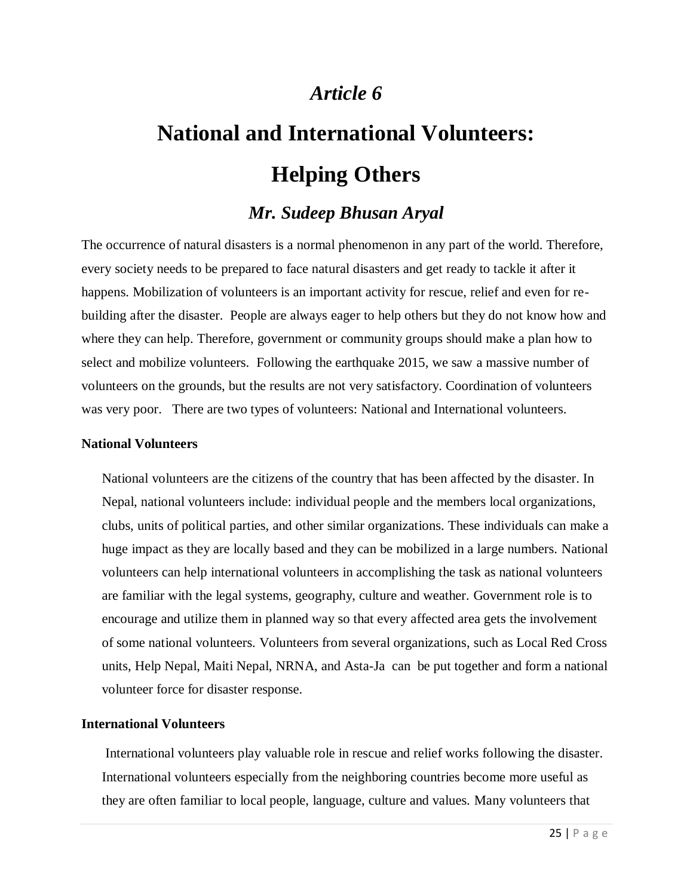# *Article 6*

# National and International Volunteers: Helping Others

## *Mr. Sudeep Bhusan Aryal*

The occurrence of natural disasters is a normal phenomenon in any part of the world. Therefore, every society needs to be prepared to face natural disasters and get ready to tackle it after it happens. Mobilization of volunteers is an important activity for rescue, relief and even for re-building after the disaster. People are always eager to help others but they do not know how and where they can help. Therefore, government or community groups should make a plan how to select and mobilize volunteers. Following the earthquake 2015, we saw a massive number of volunteers on the grounds, but the results are not very satisfactory. Coordination of volunteers was very poor. There are two types of volunteers: National and International volunteers.

**National Volunteers**

National volunteers are the citizens of the country that has been affected by the disaster. In Nepal, national volunteers include: individual people and the members local organizations, clubs, units of political parties, and other similar organizations. These individuals can make a huge impact as they are locally based and they can be mobilized in a large numbers. National volunteers can help international volunteers in accomplishing the task as national volunteers are familiar with the legal systems, geography, culture and weather. Government role is to encourage and utilize them in planned way so that every affected area gets the involvement of some national volunteers. Volunteers from several organizations, such as Local Red Cross units, Help Nepal, Maiti Nepal, NRNA, and Asta-Ja can be put together and form a national volunteer force for disaster response.

**International Volunteers**

International volunteers play valuable role in rescue and relief works following the disaster. International volunteers especially from the neighboring countries become more useful as they are often familiar to local people, language, culture and values. Many volunteers that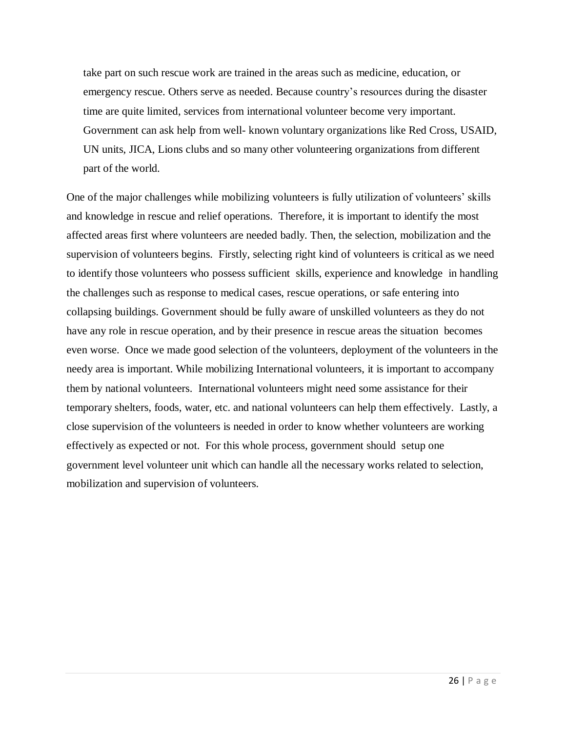take part on such rescue work are trained in the areas such as medicine, education, or emergency rescue. Others serve as needed. Because country's resources during the disaster time are quite limited, services from international volunteer become very important. Government can ask help from well- known voluntary organizations like Red Cross, USAID, UN units, JICA, Lions clubs and so many other volunteering organizations from different part of the world.

One of the major challenges while mobilizing volunteers is fully utilization of volunteers' skills and knowledge in rescue and relief operations. Therefore, it is important to identify the most affected areas first where volunteers are needed badly. Then, the selection, mobilization and the supervision of volunteers begins. Firstly, selecting right kind of volunteers is critical as we need to identify those volunteers who possess sufficient skills, experience and knowledge in handling the challenges such as response to medical cases, rescue operations, or safe entering into collapsing buildings. Government should be fully aware of unskilled volunteers as they do not have any role in rescue operation, and by their presence in rescue areas the situation becomes even worse. Once we made good selection of the volunteers, deployment of the volunteers in the needy area is important. While mobilizing International volunteers, it is important to accompany them by national volunteers. International volunteers might need some assistance for their temporary shelters, foods, water, etc. and national volunteers can help them effectively. Lastly, a close supervision of the volunteers is needed in order to know whether volunteers are working effectively as expected or not. For this whole process, government should setup one government level volunteer unit which can handle all the necessary works related to selection, mobilization and supervision of volunteers.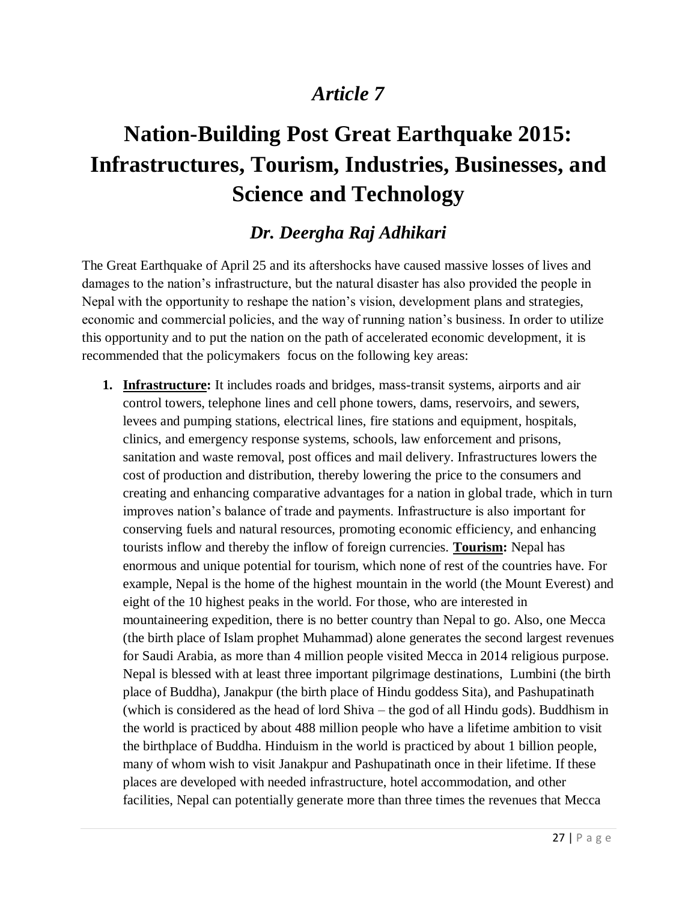# *Article 7*

# Nation-Building Post Great Earthquake 2015: Infrastructures, Tourism, Industries, Businesses, and Science and Technology

## *Dr. Deergha Raj Adhikari*

The Great Earthquake of April 25 and its aftershocks have caused massive losses of lives and damages to the nation's infrastructure, but the natural disaster has also provided the people in Nepal with the opportunity to reshape the nation's vision, development plans and strategies, economic and commercial policies, and the way of running nation's business. In order to utilize this opportunity and to put the nation on the path of accelerated economic development, it is recommended that the policymakers focus on the following key areas:

1. **Infrastructure:** It includes roads and bridges, mass-transit systems, airports and air control towers, telephone lines and cell phone towers, dams, reservoirs, and sewers, levees and pumping stations, electrical lines, fire stations and equipment, hospitals, clinics, and emergency response systems, schools, law enforcement and prisons, sanitation and waste removal, post offices and mail delivery. Infrastructures lowers the cost of production and distribution, thereby lowering the price to the consumers and creating and enhancing comparative advantages for a nation in global trade, which in turn improves nation's balance of trade and payments. Infrastructure is also important for conserving fuels and natural resources, promoting economic efficiency, and enhancing tourists inflow and thereby the inflow of foreign currencies. **Tourism:** Nepal has enormous and unique potential for tourism, which none of rest of the countries have. For example, Nepal is the home of the highest mountain in the world (the Mount Everest) and eight of the 10 highest peaks in the world. For those, who are interested in mountaineering expedition, there is no better country than Nepal to go. Also, one Mecca (the birth place of Islam prophet Muhammad) alone generates the second largest revenues for Saudi Arabia, as more than 4 million people visited Mecca in 2014 religious purpose. Nepal is blessed with at least three important pilgrimage destinations, Lumbini (the birth place of Buddha), Janakpur (the birth place of Hindu goddess Sita), and Pashupatinath (which is considered as the head of lord Shiva – the god of all Hindu gods). Buddhism in the world is practiced by about 488 million people who have a lifetime ambition to visit the birthplace of Buddha. Hinduism in the world is practiced by about 1 billion people, many of whom wish to visit Janakpur and Pashupatinath once in their lifetime. If these places are developed with needed infrastructure, hotel accommodation, and other facilities, Nepal can potentially generate more than three times the revenues that Mecca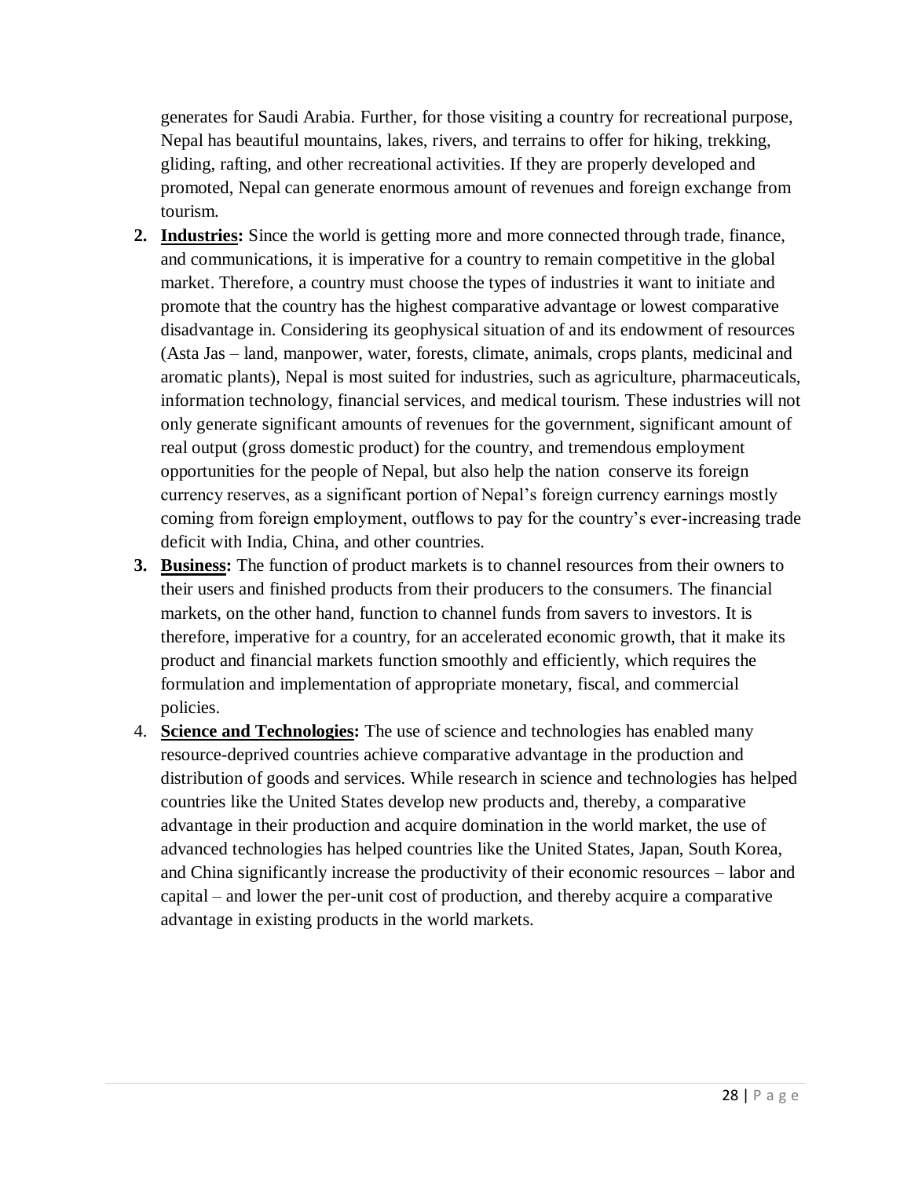generates for Saudi Arabia. Further, for those visiting a country for recreational purpose, Nepal has beautiful mountains, lakes, rivers, and terrains to offer for hiking, trekking, gliding, rafting, and other recreational activities. If they are properly developed and promoted, Nepal can generate enormous amount of revenues and foreign exchange from tourism.

2. **Industries:** Since the world is getting more and more connected through trade, finance, and communications, it is imperative for a country to remain competitive in the global market. Therefore, a country must choose the types of industries it want to initiate and promote that the country has the highest comparative advantage or lowest comparative disadvantage in. Considering its geophysical situation of and its endowment of resources (Asta Jas – land, manpower, water, forests, climate, animals, crops plants, medicinal and aromatic plants), Nepal is most suited for industries, such as agriculture, pharmaceuticals, information technology, financial services, and medical tourism. These industries will not only generate significant amounts of revenues for the government, significant amount of real output (gross domestic product) for the country, and tremendous employment opportunities for the people of Nepal, but also help the nation conserve its foreign currency reserves, as a significant portion of Nepal's foreign currency earnings mostly coming from foreign employment, outflows to pay for the country's ever-increasing trade deficit with India, China, and other countries.
3. **Business:** The function of product markets is to channel resources from their owners to their users and finished products from their producers to the consumers. The financial markets, on the other hand, function to channel funds from savers to investors. It is therefore, imperative for a country, for an accelerated economic growth, that it make its product and financial markets function smoothly and efficiently, which requires the formulation and implementation of appropriate monetary, fiscal, and commercial policies.
4. **Science and Technologies:** The use of science and technologies has enabled many resource-deprived countries achieve comparative advantage in the production and distribution of goods and services. While research in science and technologies has helped countries like the United States develop new products and, thereby, a comparative advantage in their production and acquire domination in the world market, the use of advanced technologies has helped countries like the United States, Japan, South Korea, and China significantly increase the productivity of their economic resources – labor and capital – and lower the per-unit cost of production, and thereby acquire a comparative advantage in existing products in the world markets.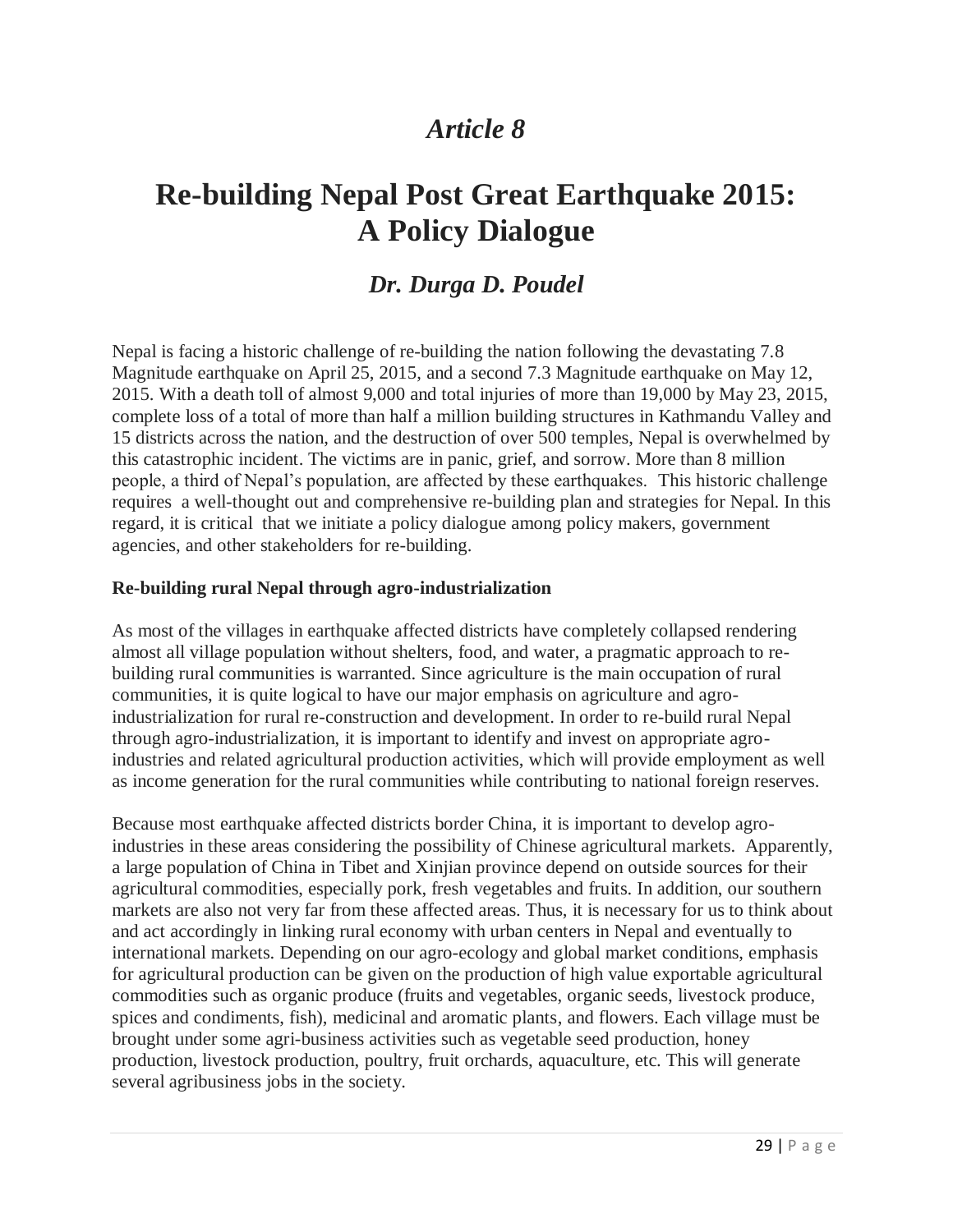# *Article 8*

# Re-building Nepal Post Great Earthquake 2015: A Policy Dialogue

### *Dr. Durga D. Poudel*

Nepal is facing a historic challenge of re-building the nation following the devastating 7.8 Magnitude earthquake on April 25, 2015, and a second 7.3 Magnitude earthquake on May 12, 2015. With a death toll of almost 9,000 and total injuries of more than 19,000 by May 23, 2015, complete loss of a total of more than half a million building structures in Kathmandu Valley and 15 districts across the nation, and the destruction of over 500 temples, Nepal is overwhelmed by this catastrophic incident. The victims are in panic, grief, and sorrow. More than 8 million people, a third of Nepal's population, are affected by these earthquakes. This historic challenge requires a well-thought out and comprehensive re-building plan and strategies for Nepal. In this regard, it is critical that we initiate a policy dialogue among policy makers, government agencies, and other stakeholders for re-building.

**Re-building rural Nepal through agro-industrialization**

As most of the villages in earthquake affected districts have completely collapsed rendering almost all village population without shelters, food, and water, a pragmatic approach to re-building rural communities is warranted. Since agriculture is the main occupation of rural communities, it is quite logical to have our major emphasis on agriculture and agro-industrialization for rural re-construction and development. In order to re-build rural Nepal through agro-industrialization, it is important to identify and invest on appropriate agro-industries and related agricultural production activities, which will provide employment as well as income generation for the rural communities while contributing to national foreign reserves.

Because most earthquake affected districts border China, it is important to develop agro-industries in these areas considering the possibility of Chinese agricultural markets. Apparently, a large population of China in Tibet and Xinjian province depend on outside sources for their agricultural commodities, especially pork, fresh vegetables and fruits. In addition, our southern markets are also not very far from these affected areas. Thus, it is necessary for us to think about and act accordingly in linking rural economy with urban centers in Nepal and eventually to international markets. Depending on our agro-ecology and global market conditions, emphasis for agricultural production can be given on the production of high value exportable agricultural commodities such as organic produce (fruits and vegetables, organic seeds, livestock produce, spices and condiments, fish), medicinal and aromatic plants, and flowers. Each village must be brought under some agri-business activities such as vegetable seed production, honey production, livestock production, poultry, fruit orchards, aquaculture, etc. This will generate several agribusiness jobs in the society.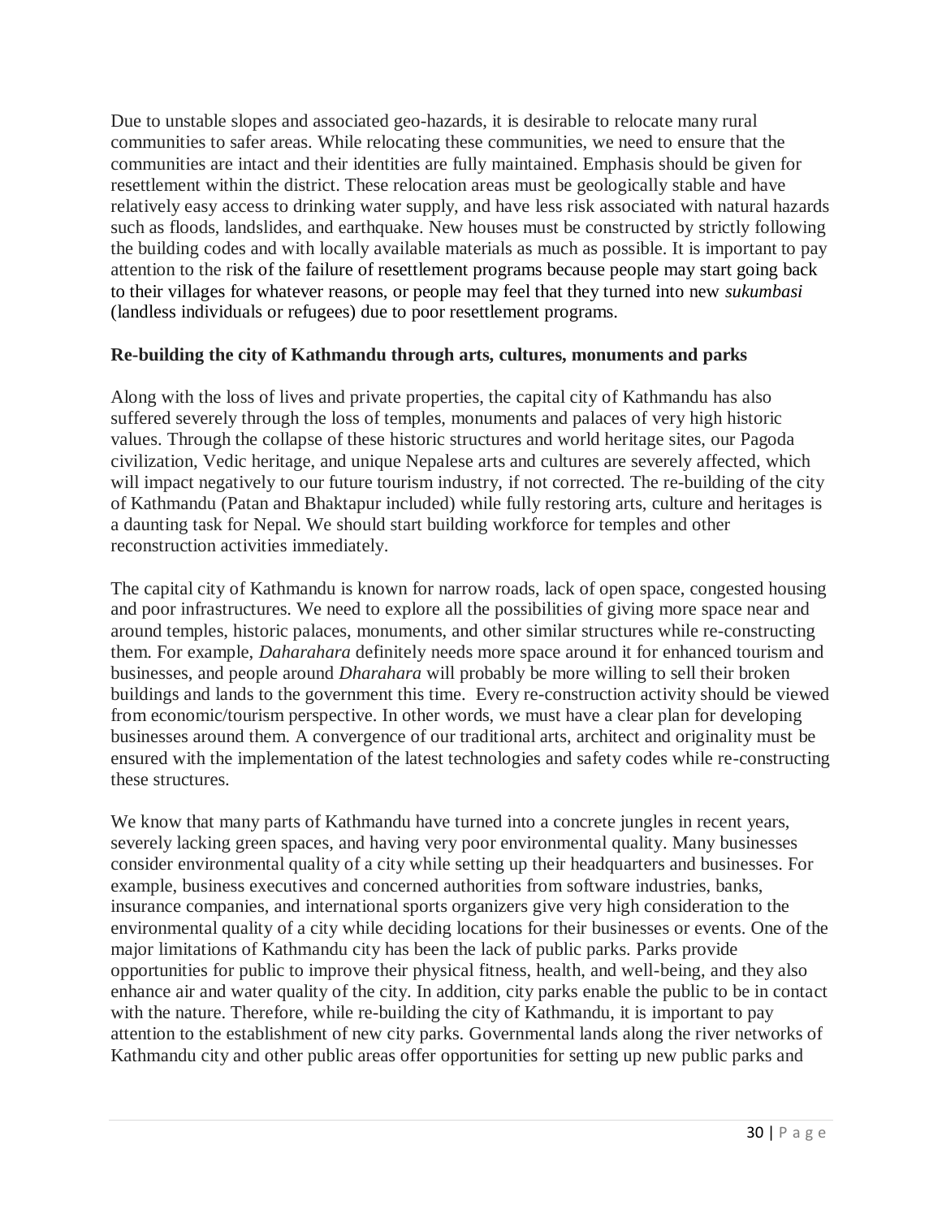Due to unstable slopes and associated geo-hazards, it is desirable to relocate many rural communities to safer areas. While relocating these communities, we need to ensure that the communities are intact and their identities are fully maintained. Emphasis should be given for resettlement within the district. These relocation areas must be geologically stable and have relatively easy access to drinking water supply, and have less risk associated with natural hazards such as floods, landslides, and earthquake. New houses must be constructed by strictly following the building codes and with locally available materials as much as possible. It is important to pay attention to the risk of the failure of resettlement programs because people may start going back to their villages for whatever reasons, or people may feel that they turned into new *sukumbasi* (landless individuals or refugees) due to poor resettlement programs.

**Re-building the city of Kathmandu through arts, cultures, monuments and parks**

Along with the loss of lives and private properties, the capital city of Kathmandu has also suffered severely through the loss of temples, monuments and palaces of very high historic values. Through the collapse of these historic structures and world heritage sites, our Pagoda civilization, Vedic heritage, and unique Nepalese arts and cultures are severely affected, which will impact negatively to our future tourism industry, if not corrected. The re-building of the city of Kathmandu (Patan and Bhaktapur included) while fully restoring arts, culture and heritages is a daunting task for Nepal. We should start building workforce for temples and other reconstruction activities immediately.

The capital city of Kathmandu is known for narrow roads, lack of open space, congested housing and poor infrastructures. We need to explore all the possibilities of giving more space near and around temples, historic palaces, monuments, and other similar structures while re-constructing them. For example, *Daharahara* definitely needs more space around it for enhanced tourism and businesses, and people around *Dharahara* will probably be more willing to sell their broken buildings and lands to the government this time. Every re-construction activity should be viewed from economic/tourism perspective. In other words, we must have a clear plan for developing businesses around them. A convergence of our traditional arts, architect and originality must be ensured with the implementation of the latest technologies and safety codes while re-constructing these structures.

We know that many parts of Kathmandu have turned into a concrete jungles in recent years, severely lacking green spaces, and having very poor environmental quality. Many businesses consider environmental quality of a city while setting up their headquarters and businesses. For example, business executives and concerned authorities from software industries, banks, insurance companies, and international sports organizers give very high consideration to the environmental quality of a city while deciding locations for their businesses or events. One of the major limitations of Kathmandu city has been the lack of public parks. Parks provide opportunities for public to improve their physical fitness, health, and well-being, and they also enhance air and water quality of the city. In addition, city parks enable the public to be in contact with the nature. Therefore, while re-building the city of Kathmandu, it is important to pay attention to the establishment of new city parks. Governmental lands along the river networks of Kathmandu city and other public areas offer opportunities for setting up new public parks and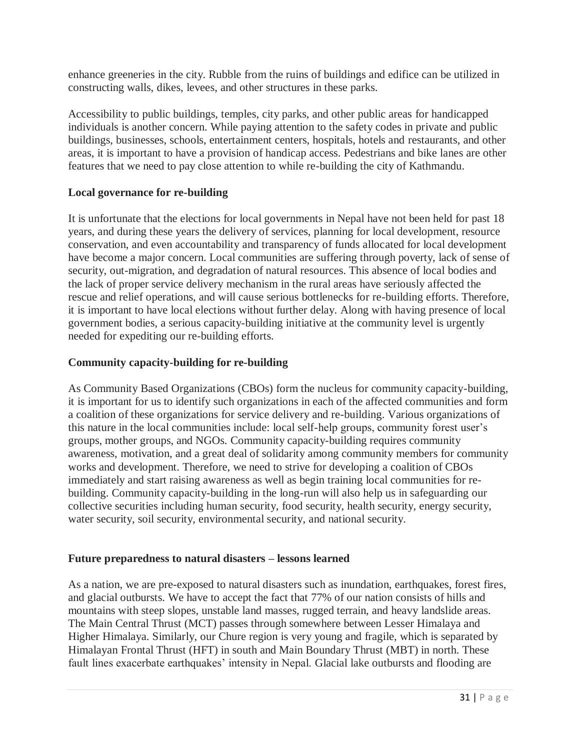enhance greeneries in the city. Rubble from the ruins of buildings and edifice can be utilized in constructing walls, dikes, levees, and other structures in these parks.

Accessibility to public buildings, temples, city parks, and other public areas for handicapped individuals is another concern. While paying attention to the safety codes in private and public buildings, businesses, schools, entertainment centers, hospitals, hotels and restaurants, and other areas, it is important to have a provision of handicap access. Pedestrians and bike lanes are other features that we need to pay close attention to while re-building the city of Kathmandu.

**Local governance for re-building**

It is unfortunate that the elections for local governments in Nepal have not been held for past 18 years, and during these years the delivery of services, planning for local development, resource conservation, and even accountability and transparency of funds allocated for local development have become a major concern. Local communities are suffering through poverty, lack of sense of security, out-migration, and degradation of natural resources. This absence of local bodies and the lack of proper service delivery mechanism in the rural areas have seriously affected the rescue and relief operations, and will cause serious bottlenecks for re-building efforts. Therefore, it is important to have local elections without further delay. Along with having presence of local government bodies, a serious capacity-building initiative at the community level is urgently needed for expediting our re-building efforts.

**Community capacity-building for re-building**

As Community Based Organizations (CBOs) form the nucleus for community capacity-building, it is important for us to identify such organizations in each of the affected communities and form a coalition of these organizations for service delivery and re-building. Various organizations of this nature in the local communities include: local self-help groups, community forest user's groups, mother groups, and NGOs. Community capacity-building requires community awareness, motivation, and a great deal of solidarity among community members for community works and development. Therefore, we need to strive for developing a coalition of CBOs immediately and start raising awareness as well as begin training local communities for re-building. Community capacity-building in the long-run will also help us in safeguarding our collective securities including human security, food security, health security, energy security, water security, soil security, environmental security, and national security.

**Future preparedness to natural disasters – lessons learned**

As a nation, we are pre-exposed to natural disasters such as inundation, earthquakes, forest fires, and glacial outbursts. We have to accept the fact that 77% of our nation consists of hills and mountains with steep slopes, unstable land masses, rugged terrain, and heavy landslide areas. The Main Central Thrust (MCT) passes through somewhere between Lesser Himalaya and Higher Himalaya. Similarly, our Chure region is very young and fragile, which is separated by Himalayan Frontal Thrust (HFT) in south and Main Boundary Thrust (MBT) in north. These fault lines exacerbate earthquakes' intensity in Nepal. Glacial lake outbursts and flooding are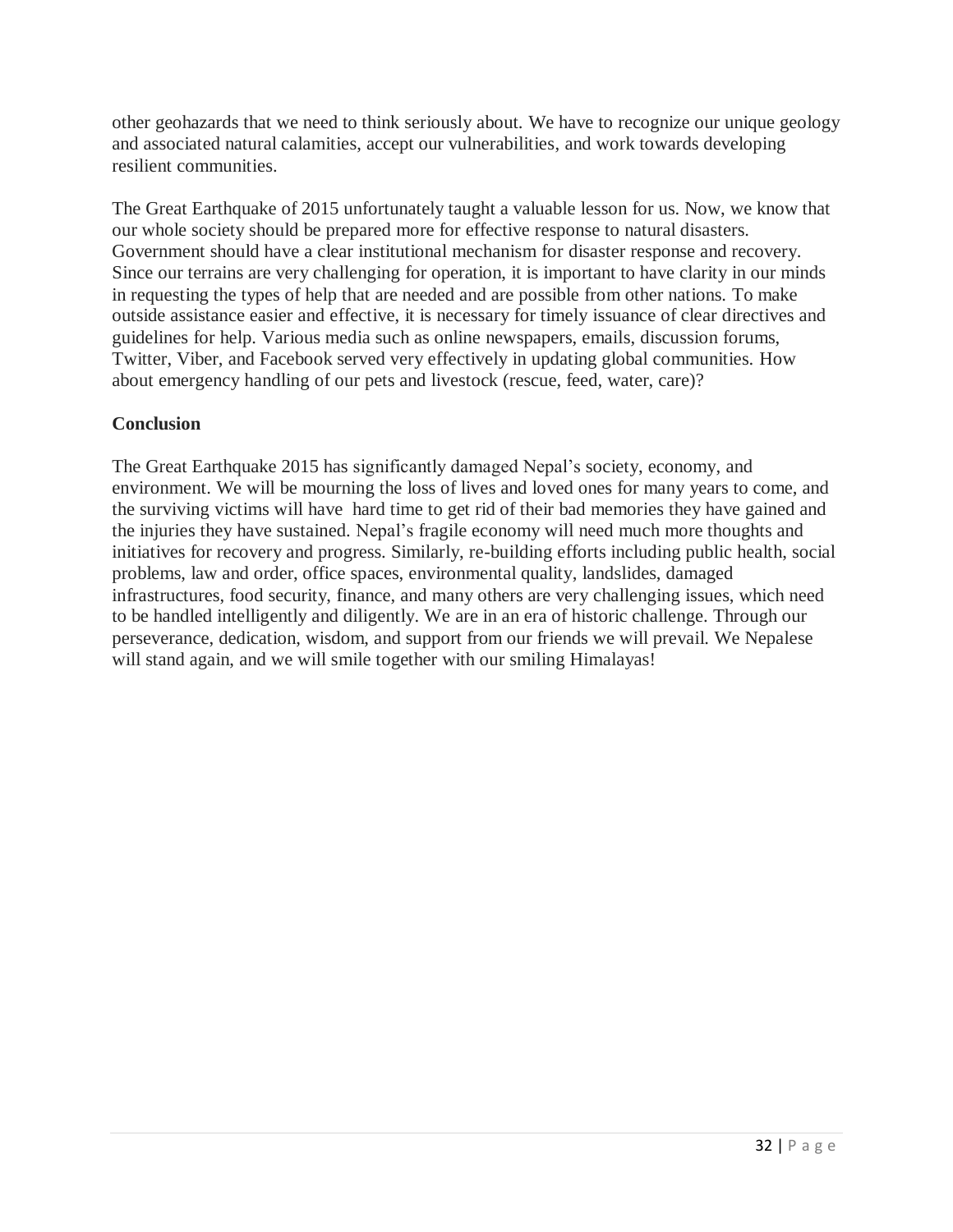other geohazards that we need to think seriously about. We have to recognize our unique geology and associated natural calamities, accept our vulnerabilities, and work towards developing resilient communities.

The Great Earthquake of 2015 unfortunately taught a valuable lesson for us. Now, we know that our whole society should be prepared more for effective response to natural disasters. Government should have a clear institutional mechanism for disaster response and recovery. Since our terrains are very challenging for operation, it is important to have clarity in our minds in requesting the types of help that are needed and are possible from other nations. To make outside assistance easier and effective, it is necessary for timely issuance of clear directives and guidelines for help. Various media such as online newspapers, emails, discussion forums, Twitter, Viber, and Facebook served very effectively in updating global communities. How about emergency handling of our pets and livestock (rescue, feed, water, care)?

**Conclusion**

The Great Earthquake 2015 has significantly damaged Nepal's society, economy, and environment. We will be mourning the loss of lives and loved ones for many years to come, and the surviving victims will have hard time to get rid of their bad memories they have gained and the injuries they have sustained. Nepal's fragile economy will need much more thoughts and initiatives for recovery and progress. Similarly, re-building efforts including public health, social problems, law and order, office spaces, environmental quality, landslides, damaged infrastructures, food security, finance, and many others are very challenging issues, which need to be handled intelligently and diligently. We are in an era of historic challenge. Through our perseverance, dedication, wisdom, and support from our friends we will prevail. We Nepalese will stand again, and we will smile together with our smiling Himalayas!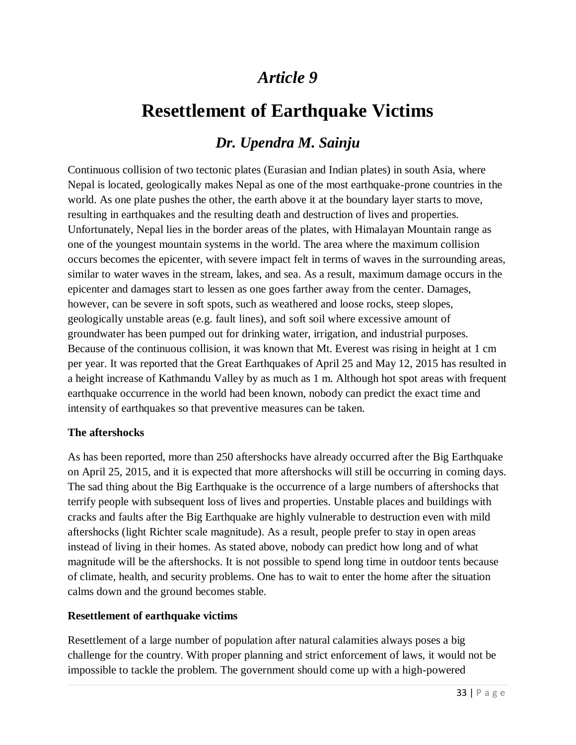# *Article 9*

# Resettlement of Earthquake Victims

## *Dr. Upendra M. Sainju*

Continuous collision of two tectonic plates (Eurasian and Indian plates) in south Asia, where Nepal is located, geologically makes Nepal as one of the most earthquake-prone countries in the world. As one plate pushes the other, the earth above it at the boundary layer starts to move, resulting in earthquakes and the resulting death and destruction of lives and properties. Unfortunately, Nepal lies in the border areas of the plates, with Himalayan Mountain range as one of the youngest mountain systems in the world. The area where the maximum collision occurs becomes the epicenter, with severe impact felt in terms of waves in the surrounding areas, similar to water waves in the stream, lakes, and sea. As a result, maximum damage occurs in the epicenter and damages start to lessen as one goes farther away from the center. Damages, however, can be severe in soft spots, such as weathered and loose rocks, steep slopes, geologically unstable areas (e.g. fault lines), and soft soil where excessive amount of groundwater has been pumped out for drinking water, irrigation, and industrial purposes. Because of the continuous collision, it was known that Mt. Everest was rising in height at 1 cm per year. It was reported that the Great Earthquakes of April 25 and May 12, 2015 has resulted in a height increase of Kathmandu Valley by as much as 1 m. Although hot spot areas with frequent earthquake occurrence in the world had been known, nobody can predict the exact time and intensity of earthquakes so that preventive measures can be taken.

**The aftershocks**

As has been reported, more than 250 aftershocks have already occurred after the Big Earthquake on April 25, 2015, and it is expected that more aftershocks will still be occurring in coming days. The sad thing about the Big Earthquake is the occurrence of a large numbers of aftershocks that terrify people with subsequent loss of lives and properties. Unstable places and buildings with cracks and faults after the Big Earthquake are highly vulnerable to destruction even with mild aftershocks (light Richter scale magnitude). As a result, people prefer to stay in open areas instead of living in their homes. As stated above, nobody can predict how long and of what magnitude will be the aftershocks. It is not possible to spend long time in outdoor tents because of climate, health, and security problems. One has to wait to enter the home after the situation calms down and the ground becomes stable.

**Resettlement of earthquake victims**

Resettlement of a large number of population after natural calamities always poses a big challenge for the country. With proper planning and strict enforcement of laws, it would not be impossible to tackle the problem. The government should come up with a high-powered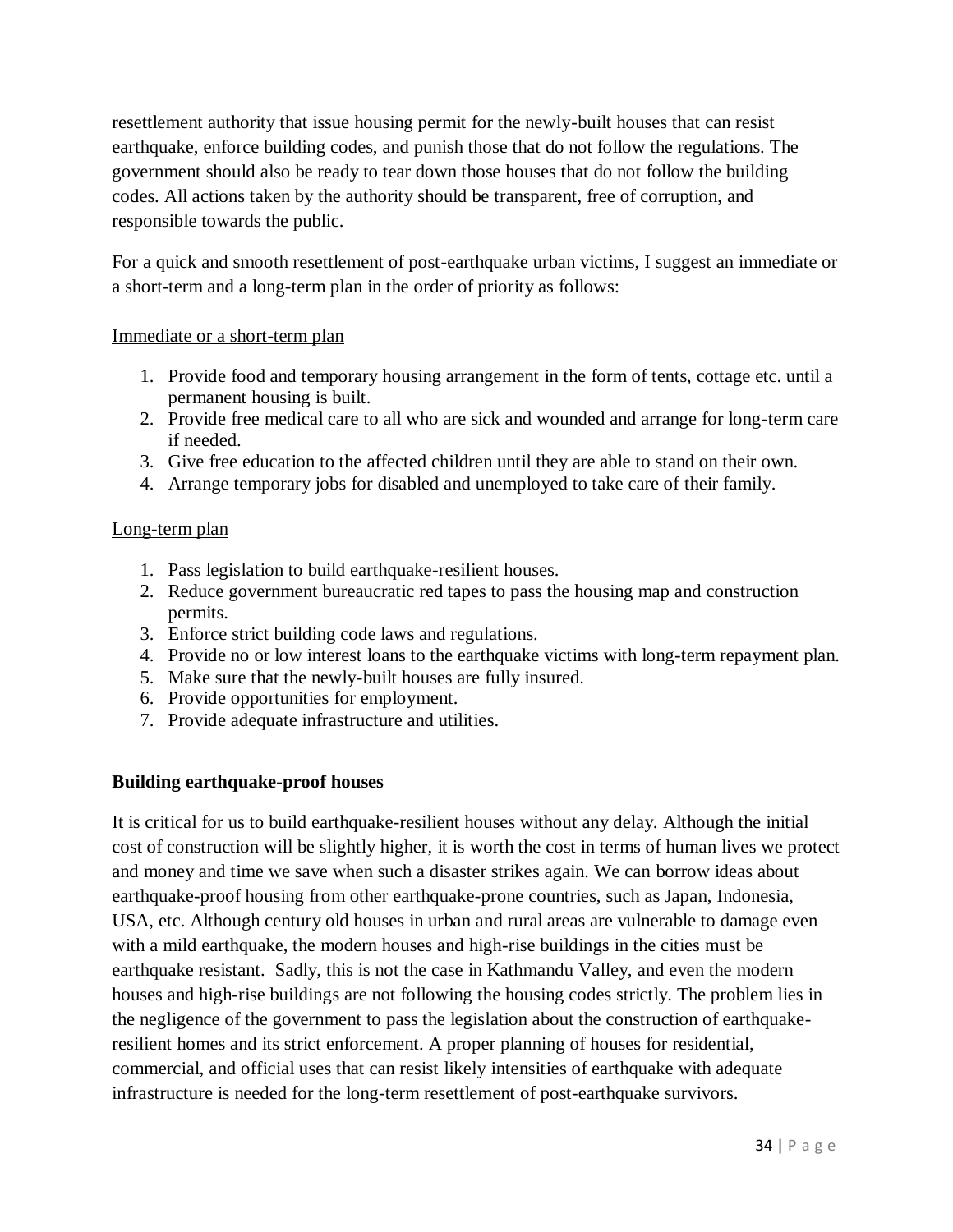resettlement authority that issue housing permit for the newly-built houses that can resist earthquake, enforce building codes, and punish those that do not follow the regulations. The government should also be ready to tear down those houses that do not follow the building codes. All actions taken by the authority should be transparent, free of corruption, and responsible towards the public.

For a quick and smooth resettlement of post-earthquake urban victims, I suggest an immediate or a short-term and a long-term plan in the order of priority as follows:

<u>Immediate or a short-term plan</u>

1. Provide food and temporary housing arrangement in the form of tents, cottage etc. until a permanent housing is built.
2. Provide free medical care to all who are sick and wounded and arrange for long-term care if needed.
3. Give free education to the affected children until they are able to stand on their own.
4. Arrange temporary jobs for disabled and unemployed to take care of their family.

<u>Long-term plan</u>

1. Pass legislation to build earthquake-resilient houses.
2. Reduce government bureaucratic red tapes to pass the housing map and construction permits.
3. Enforce strict building code laws and regulations.
4. Provide no or low interest loans to the earthquake victims with long-term repayment plan.
5. Make sure that the newly-built houses are fully insured.
6. Provide opportunities for employment.
7. Provide adequate infrastructure and utilities.

**Building earthquake-proof houses**

It is critical for us to build earthquake-resilient houses without any delay. Although the initial cost of construction will be slightly higher, it is worth the cost in terms of human lives we protect and money and time we save when such a disaster strikes again. We can borrow ideas about earthquake-proof housing from other earthquake-prone countries, such as Japan, Indonesia, USA, etc. Although century old houses in urban and rural areas are vulnerable to damage even with a mild earthquake, the modern houses and high-rise buildings in the cities must be earthquake resistant. Sadly, this is not the case in Kathmandu Valley, and even the modern houses and high-rise buildings are not following the housing codes strictly. The problem lies in the negligence of the government to pass the legislation about the construction of earthquake-resilient homes and its strict enforcement. A proper planning of houses for residential, commercial, and official uses that can resist likely intensities of earthquake with adequate infrastructure is needed for the long-term resettlement of post-earthquake survivors.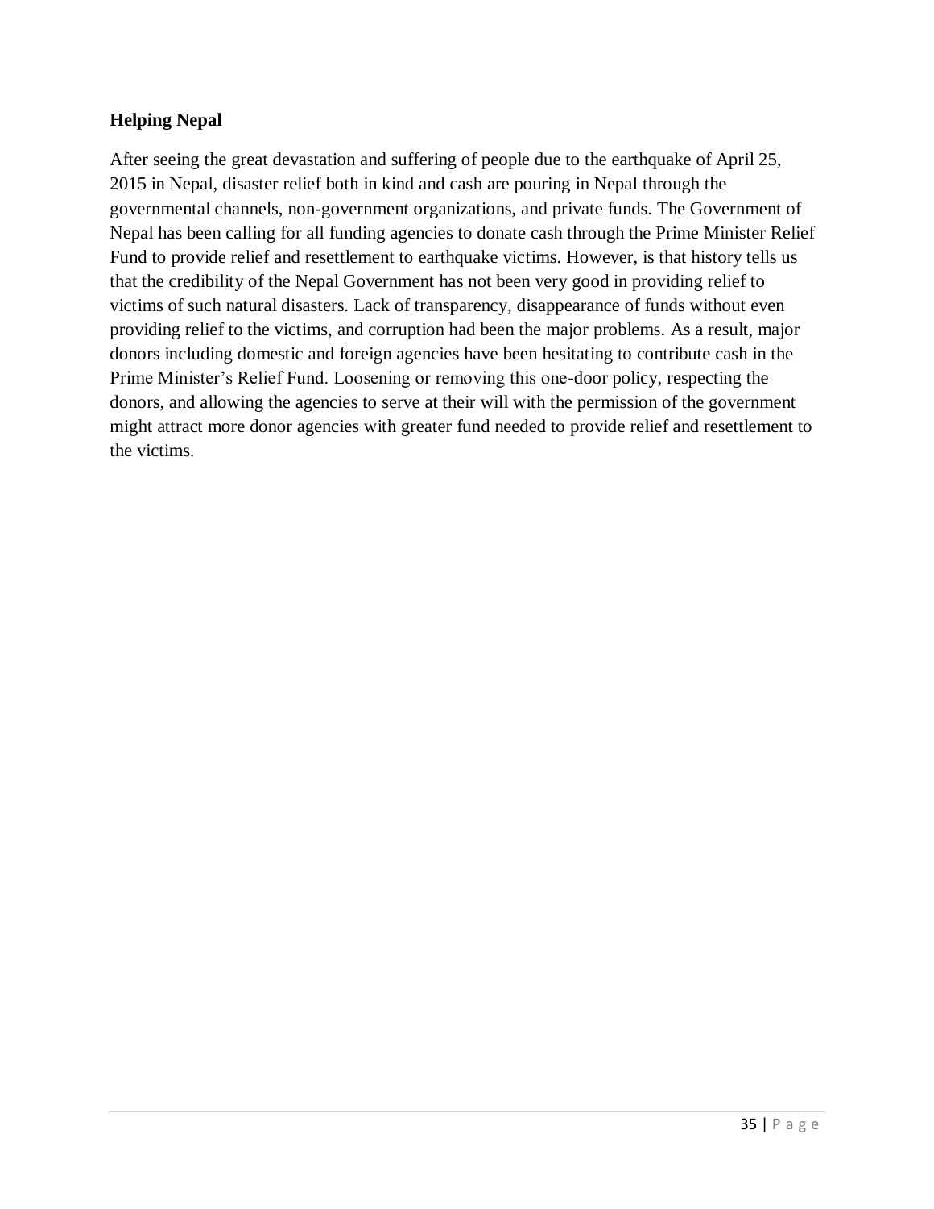## Helping Nepal

After seeing the great devastation and suffering of people due to the earthquake of April 25, 2015 in Nepal, disaster relief both in kind and cash are pouring in Nepal through the governmental channels, non-government organizations, and private funds. The Government of Nepal has been calling for all funding agencies to donate cash through the Prime Minister Relief Fund to provide relief and resettlement to earthquake victims. However, is that history tells us that the credibility of the Nepal Government has not been very good in providing relief to victims of such natural disasters. Lack of transparency, disappearance of funds without even providing relief to the victims, and corruption had been the major problems. As a result, major donors including domestic and foreign agencies have been hesitating to contribute cash in the Prime Minister's Relief Fund. Loosening or removing this one-door policy, respecting the donors, and allowing the agencies to serve at their will with the permission of the government might attract more donor agencies with greater fund needed to provide relief and resettlement to the victims.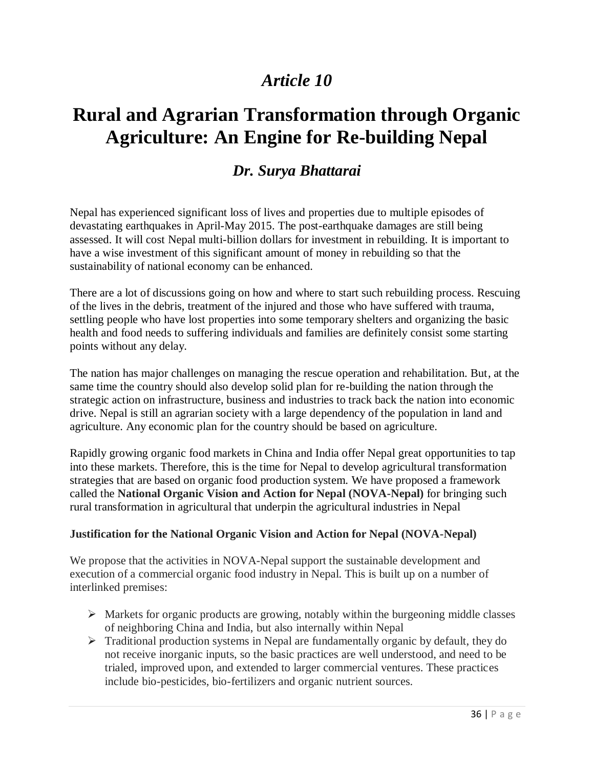## *Article 10*

# Rural and Agrarian Transformation through Organic Agriculture: An Engine for Re-building Nepal

### *Dr. Surya Bhattarai*

Nepal has experienced significant loss of lives and properties due to multiple episodes of devastating earthquakes in April-May 2015. The post-earthquake damages are still being assessed. It will cost Nepal multi-billion dollars for investment in rebuilding. It is important to have a wise investment of this significant amount of money in rebuilding so that the sustainability of national economy can be enhanced.

There are a lot of discussions going on how and where to start such rebuilding process. Rescuing of the lives in the debris, treatment of the injured and those who have suffered with trauma, settling people who have lost properties into some temporary shelters and organizing the basic health and food needs to suffering individuals and families are definitely consist some starting points without any delay.

The nation has major challenges on managing the rescue operation and rehabilitation. But, at the same time the country should also develop solid plan for re-building the nation through the strategic action on infrastructure, business and industries to track back the nation into economic drive. Nepal is still an agrarian society with a large dependency of the population in land and agriculture. Any economic plan for the country should be based on agriculture.

Rapidly growing organic food markets in China and India offer Nepal great opportunities to tap into these markets. Therefore, this is the time for Nepal to develop agricultural transformation strategies that are based on organic food production system. We have proposed a framework called the **National Organic Vision and Action for Nepal (NOVA-Nepal)** for bringing such rural transformation in agricultural that underpin the agricultural industries in Nepal

**Justification for the National Organic Vision and Action for Nepal (NOVA-Nepal)**

We propose that the activities in NOVA-Nepal support the sustainable development and execution of a commercial organic food industry in Nepal. This is built up on a number of interlinked premises:

- Markets for organic products are growing, notably within the burgeoning middle classes of neighboring China and India, but also internally within Nepal
- Traditional production systems in Nepal are fundamentally organic by default, they do not receive inorganic inputs, so the basic practices are well understood, and need to be trialed, improved upon, and extended to larger commercial ventures. These practices include bio-pesticides, bio-fertilizers and organic nutrient sources.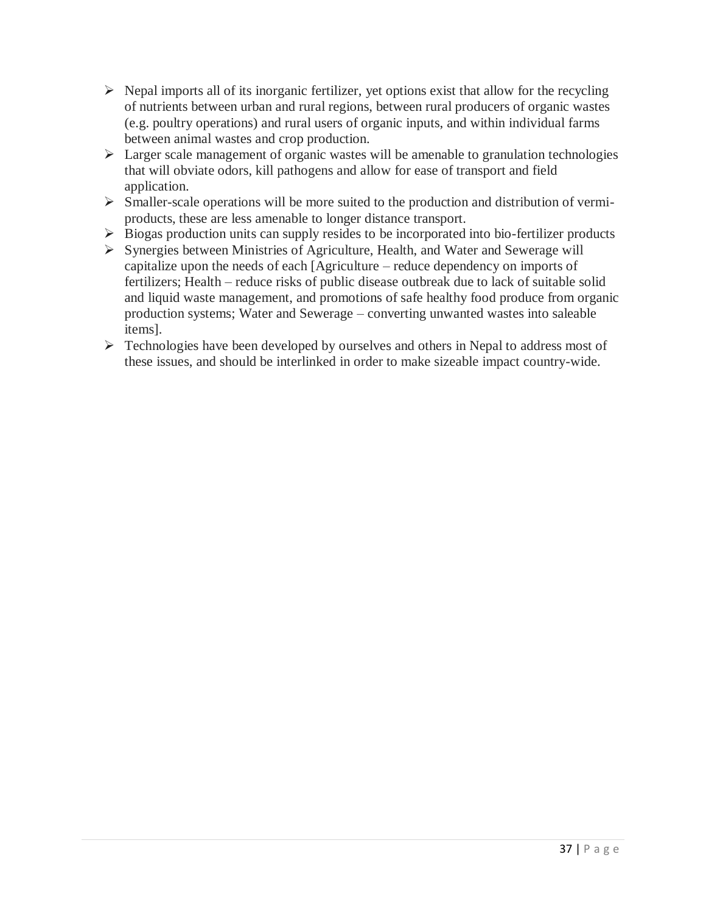- Nepal imports all of its inorganic fertilizer, yet options exist that allow for the recycling of nutrients between urban and rural regions, between rural producers of organic wastes (e.g. poultry operations) and rural users of organic inputs, and within individual farms between animal wastes and crop production.
- Larger scale management of organic wastes will be amenable to granulation technologies that will obviate odors, kill pathogens and allow for ease of transport and field application.
- Smaller-scale operations will be more suited to the production and distribution of vermi-products, these are less amenable to longer distance transport.
- Biogas production units can supply resides to be incorporated into bio-fertilizer products
- Synergies between Ministries of Agriculture, Health, and Water and Sewerage will capitalize upon the needs of each [Agriculture – reduce dependency on imports of fertilizers; Health – reduce risks of public disease outbreak due to lack of suitable solid and liquid waste management, and promotions of safe healthy food produce from organic production systems; Water and Sewerage – converting unwanted wastes into saleable items].
- Technologies have been developed by ourselves and others in Nepal to address most of these issues, and should be interlinked in order to make sizeable impact country-wide.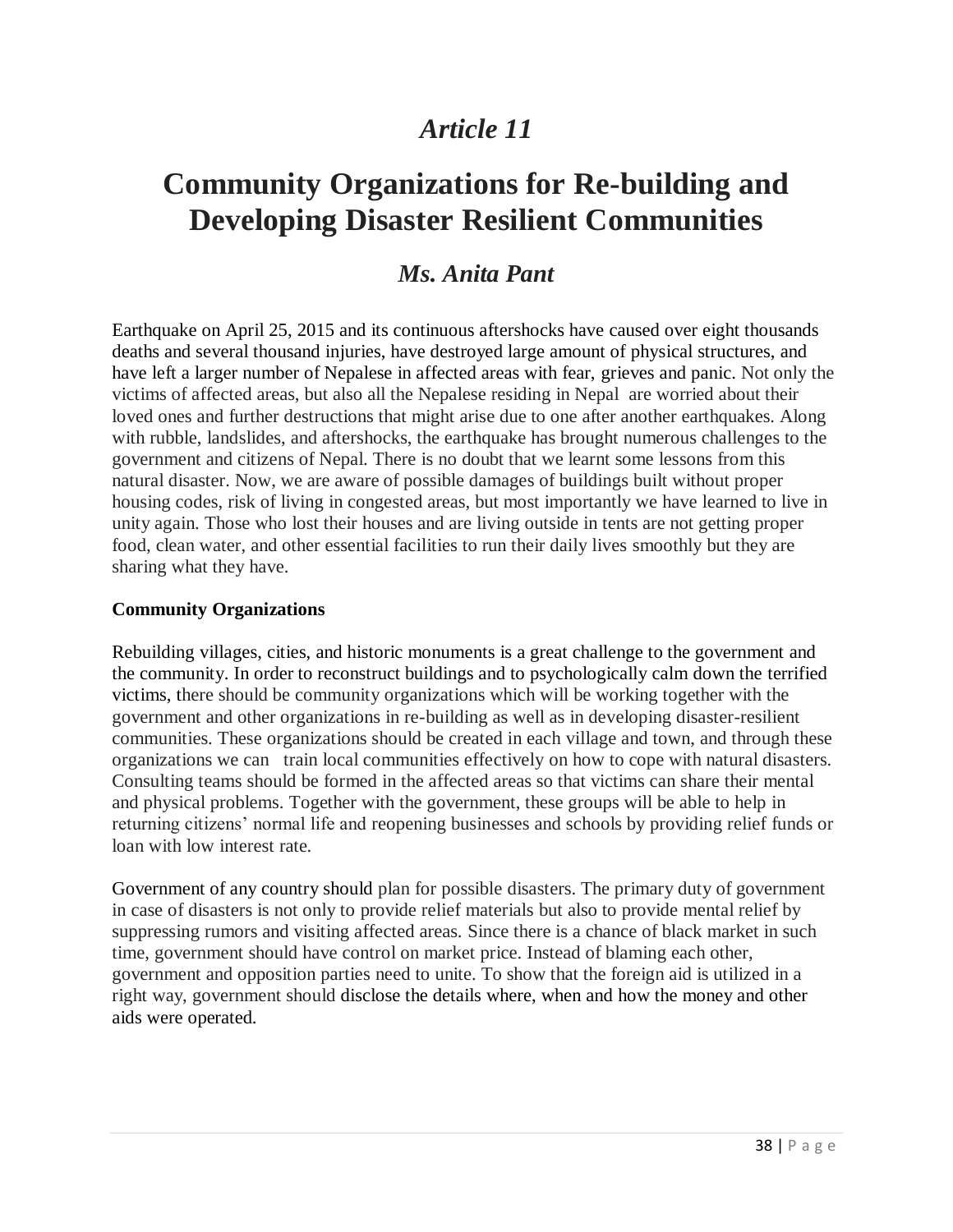# *Article 11*

# Community Organizations for Re-building and Developing Disaster Resilient Communities

## *Ms. Anita Pant*

Earthquake on April 25, 2015 and its continuous aftershocks have caused over eight thousands deaths and several thousand injuries, have destroyed large amount of physical structures, and have left a larger number of Nepalese in affected areas with fear, grieves and panic. Not only the victims of affected areas, but also all the Nepalese residing in Nepal are worried about their loved ones and further destructions that might arise due to one after another earthquakes. Along with rubble, landslides, and aftershocks, the earthquake has brought numerous challenges to the government and citizens of Nepal. There is no doubt that we learnt some lessons from this natural disaster. Now, we are aware of possible damages of buildings built without proper housing codes, risk of living in congested areas, but most importantly we have learned to live in unity again. Those who lost their houses and are living outside in tents are not getting proper food, clean water, and other essential facilities to run their daily lives smoothly but they are sharing what they have.

**Community Organizations**

Rebuilding villages, cities, and historic monuments is a great challenge to the government and the community. In order to reconstruct buildings and to psychologically calm down the terrified victims, there should be community organizations which will be working together with the government and other organizations in re-building as well as in developing disaster-resilient communities. These organizations should be created in each village and town, and through these organizations we can train local communities effectively on how to cope with natural disasters. Consulting teams should be formed in the affected areas so that victims can share their mental and physical problems. Together with the government, these groups will be able to help in returning citizens' normal life and reopening businesses and schools by providing relief funds or loan with low interest rate.

Government of any country should plan for possible disasters. The primary duty of government in case of disasters is not only to provide relief materials but also to provide mental relief by suppressing rumors and visiting affected areas. Since there is a chance of black market in such time, government should have control on market price. Instead of blaming each other, government and opposition parties need to unite. To show that the foreign aid is utilized in a right way, government should disclose the details where, when and how the money and other aids were operated.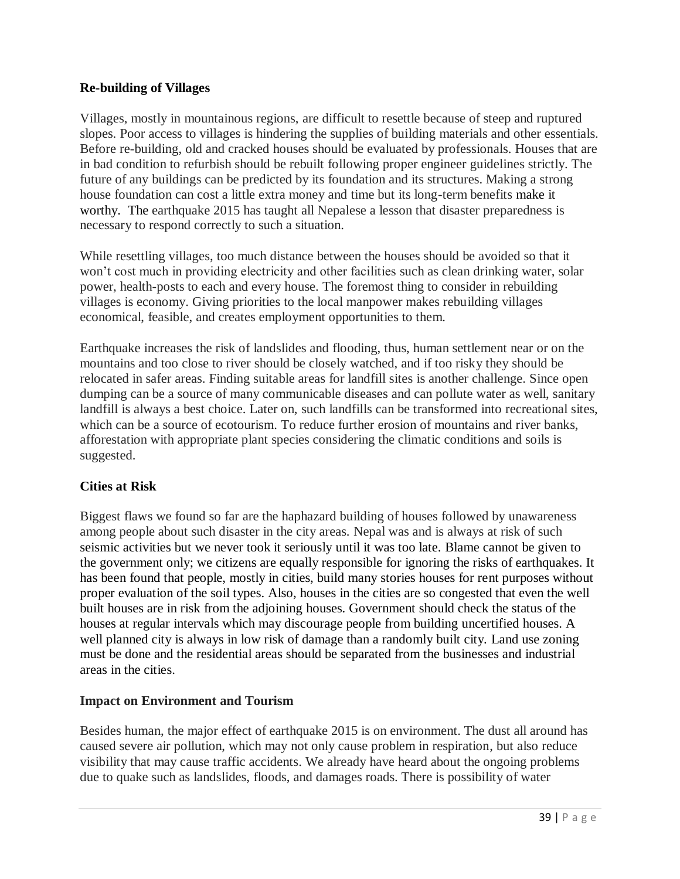**Re-building of Villages**

Villages, mostly in mountainous regions, are difficult to resettle because of steep and ruptured slopes. Poor access to villages is hindering the supplies of building materials and other essentials. Before re-building, old and cracked houses should be evaluated by professionals. Houses that are in bad condition to refurbish should be rebuilt following proper engineer guidelines strictly. The future of any buildings can be predicted by its foundation and its structures. Making a strong house foundation can cost a little extra money and time but its long-term benefits make it worthy. The earthquake 2015 has taught all Nepalese a lesson that disaster preparedness is necessary to respond correctly to such a situation.

While resettling villages, too much distance between the houses should be avoided so that it won't cost much in providing electricity and other facilities such as clean drinking water, solar power, health-posts to each and every house. The foremost thing to consider in rebuilding villages is economy. Giving priorities to the local manpower makes rebuilding villages economical, feasible, and creates employment opportunities to them.

Earthquake increases the risk of landslides and flooding, thus, human settlement near or on the mountains and too close to river should be closely watched, and if too risky they should be relocated in safer areas. Finding suitable areas for landfill sites is another challenge. Since open dumping can be a source of many communicable diseases and can pollute water as well, sanitary landfill is always a best choice. Later on, such landfills can be transformed into recreational sites, which can be a source of ecotourism. To reduce further erosion of mountains and river banks, afforestation with appropriate plant species considering the climatic conditions and soils is suggested.

**Cities at Risk**

Biggest flaws we found so far are the haphazard building of houses followed by unawareness among people about such disaster in the city areas. Nepal was and is always at risk of such seismic activities but we never took it seriously until it was too late. Blame cannot be given to the government only; we citizens are equally responsible for ignoring the risks of earthquakes. It has been found that people, mostly in cities, build many stories houses for rent purposes without proper evaluation of the soil types. Also, houses in the cities are so congested that even the well built houses are in risk from the adjoining houses. Government should check the status of the houses at regular intervals which may discourage people from building uncertified houses. A well planned city is always in low risk of damage than a randomly built city. Land use zoning must be done and the residential areas should be separated from the businesses and industrial areas in the cities.

**Impact on Environment and Tourism**

Besides human, the major effect of earthquake 2015 is on environment. The dust all around has caused severe air pollution, which may not only cause problem in respiration, but also reduce visibility that may cause traffic accidents. We already have heard about the ongoing problems due to quake such as landslides, floods, and damages roads. There is possibility of water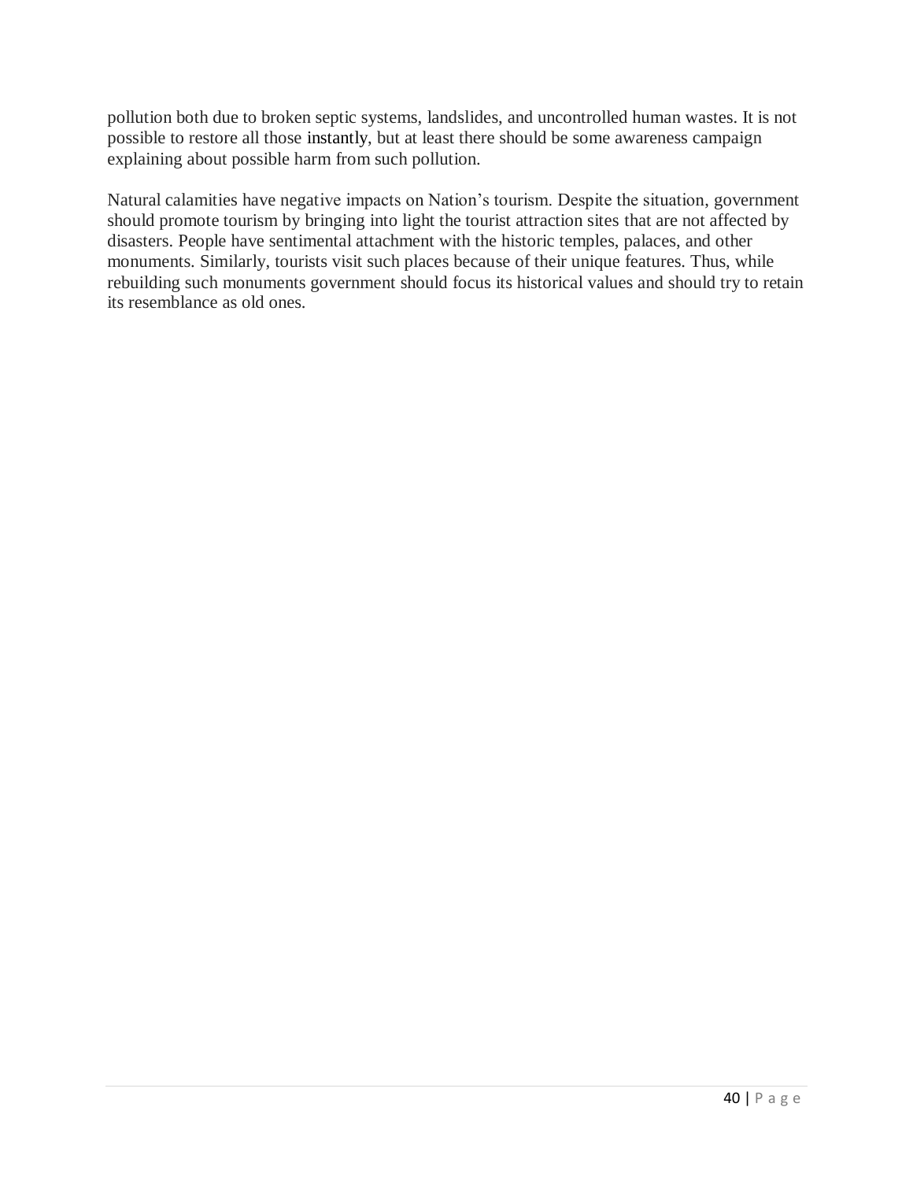pollution both due to broken septic systems, landslides, and uncontrolled human wastes. It is not possible to restore all those instantly, but at least there should be some awareness campaign explaining about possible harm from such pollution.

Natural calamities have negative impacts on Nation's tourism. Despite the situation, government should promote tourism by bringing into light the tourist attraction sites that are not affected by disasters. People have sentimental attachment with the historic temples, palaces, and other monuments. Similarly, tourists visit such places because of their unique features. Thus, while rebuilding such monuments government should focus its historical values and should try to retain its resemblance as old ones.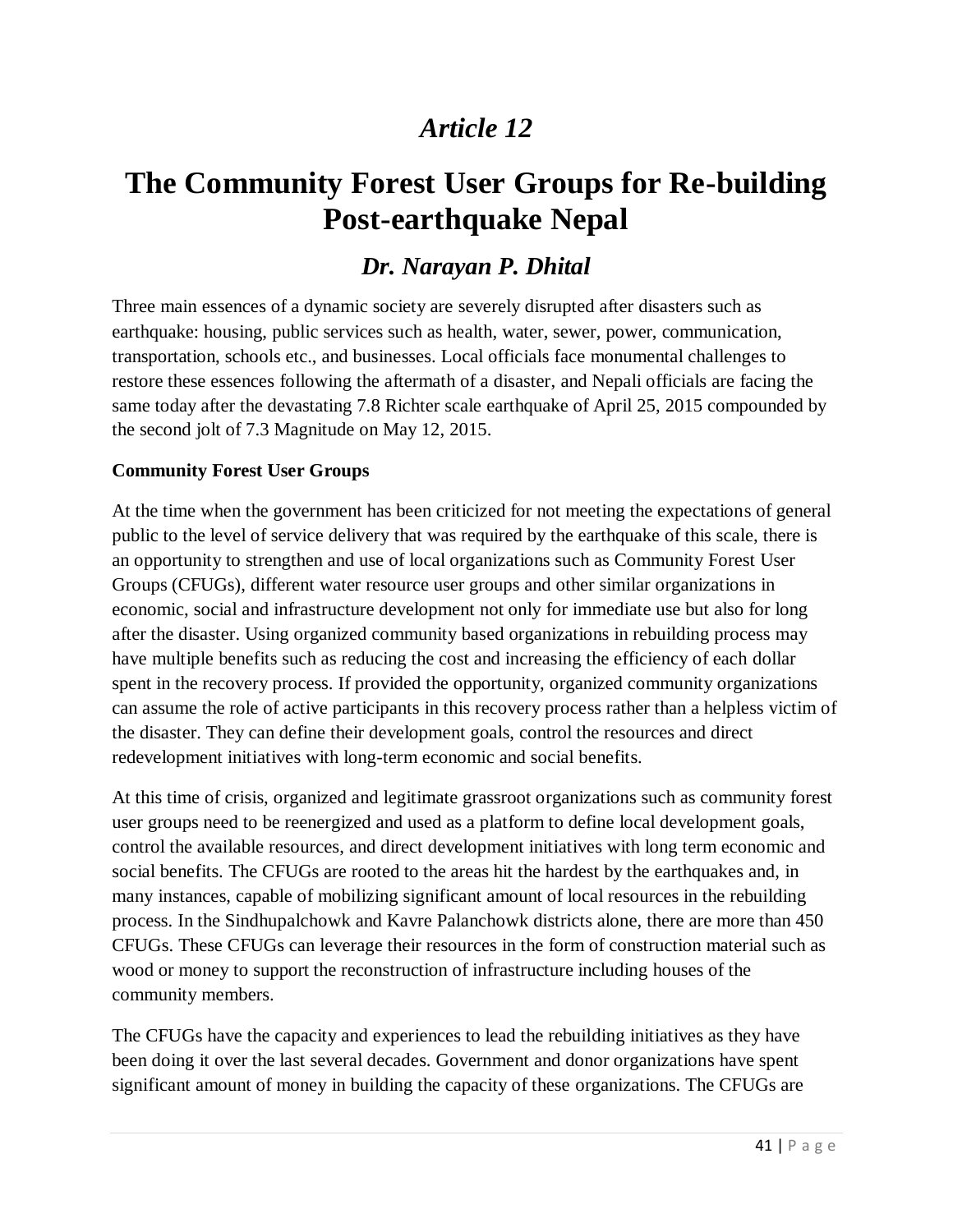*Article 12*

# The Community Forest User Groups for Re-building Post-earthquake Nepal

## *Dr. Narayan P. Dhital*

Three main essences of a dynamic society are severely disrupted after disasters such as earthquake: housing, public services such as health, water, sewer, power, communication, transportation, schools etc., and businesses. Local officials face monumental challenges to restore these essences following the aftermath of a disaster, and Nepali officials are facing the same today after the devastating 7.8 Richter scale earthquake of April 25, 2015 compounded by the second jolt of 7.3 Magnitude on May 12, 2015.

**Community Forest User Groups**

At the time when the government has been criticized for not meeting the expectations of general public to the level of service delivery that was required by the earthquake of this scale, there is an opportunity to strengthen and use of local organizations such as Community Forest User Groups (CFUGs), different water resource user groups and other similar organizations in economic, social and infrastructure development not only for immediate use but also for long after the disaster. Using organized community based organizations in rebuilding process may have multiple benefits such as reducing the cost and increasing the efficiency of each dollar spent in the recovery process. If provided the opportunity, organized community organizations can assume the role of active participants in this recovery process rather than a helpless victim of the disaster. They can define their development goals, control the resources and direct redevelopment initiatives with long-term economic and social benefits.

At this time of crisis, organized and legitimate grassroot organizations such as community forest user groups need to be reenergized and used as a platform to define local development goals, control the available resources, and direct development initiatives with long term economic and social benefits. The CFUGs are rooted to the areas hit the hardest by the earthquakes and, in many instances, capable of mobilizing significant amount of local resources in the rebuilding process. In the Sindhupalchowk and Kavre Palanchowk districts alone, there are more than 450 CFUGs. These CFUGs can leverage their resources in the form of construction material such as wood or money to support the reconstruction of infrastructure including houses of the community members.

The CFUGs have the capacity and experiences to lead the rebuilding initiatives as they have been doing it over the last several decades. Government and donor organizations have spent significant amount of money in building the capacity of these organizations. The CFUGs are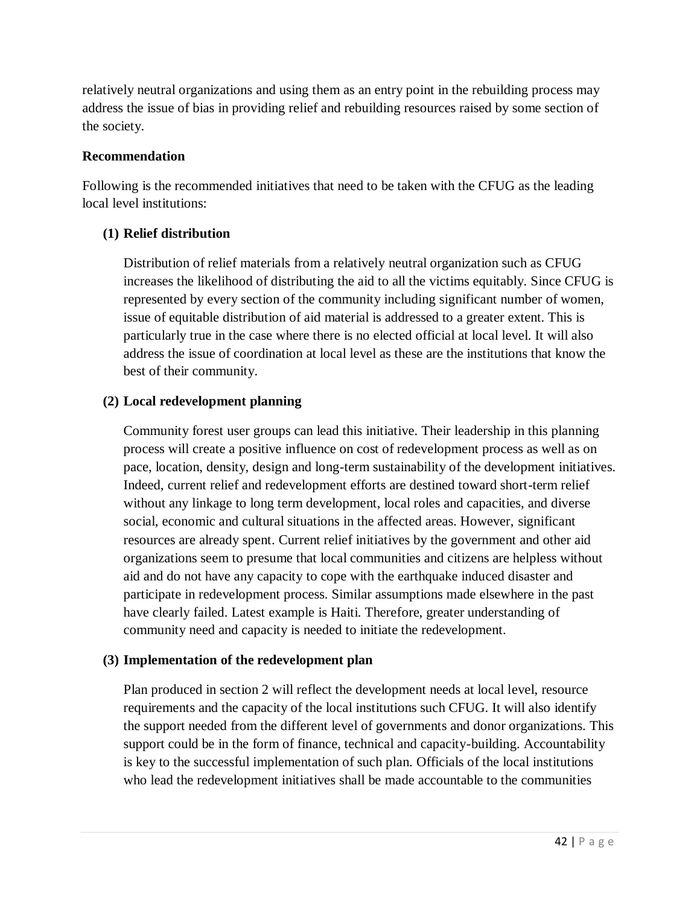relatively neutral organizations and using them as an entry point in the rebuilding process may address the issue of bias in providing relief and rebuilding resources raised by some section of the society.

**Recommendation**

Following is the recommended initiatives that need to be taken with the CFUG as the leading local level institutions:

**(1) Relief distribution**

Distribution of relief materials from a relatively neutral organization such as CFUG increases the likelihood of distributing the aid to all the victims equitably. Since CFUG is represented by every section of the community including significant number of women, issue of equitable distribution of aid material is addressed to a greater extent. This is particularly true in the case where there is no elected official at local level. It will also address the issue of coordination at local level as these are the institutions that know the best of their community.

**(2) Local redevelopment planning**

Community forest user groups can lead this initiative. Their leadership in this planning process will create a positive influence on cost of redevelopment process as well as on pace, location, density, design and long-term sustainability of the development initiatives. Indeed, current relief and redevelopment efforts are destined toward short-term relief without any linkage to long term development, local roles and capacities, and diverse social, economic and cultural situations in the affected areas. However, significant resources are already spent. Current relief initiatives by the government and other aid organizations seem to presume that local communities and citizens are helpless without aid and do not have any capacity to cope with the earthquake induced disaster and participate in redevelopment process. Similar assumptions made elsewhere in the past have clearly failed. Latest example is Haiti. Therefore, greater understanding of community need and capacity is needed to initiate the redevelopment.

**(3) Implementation of the redevelopment plan**

Plan produced in section 2 will reflect the development needs at local level, resource requirements and the capacity of the local institutions such CFUG. It will also identify the support needed from the different level of governments and donor organizations. This support could be in the form of finance, technical and capacity-building. Accountability is key to the successful implementation of such plan. Officials of the local institutions who lead the redevelopment initiatives shall be made accountable to the communities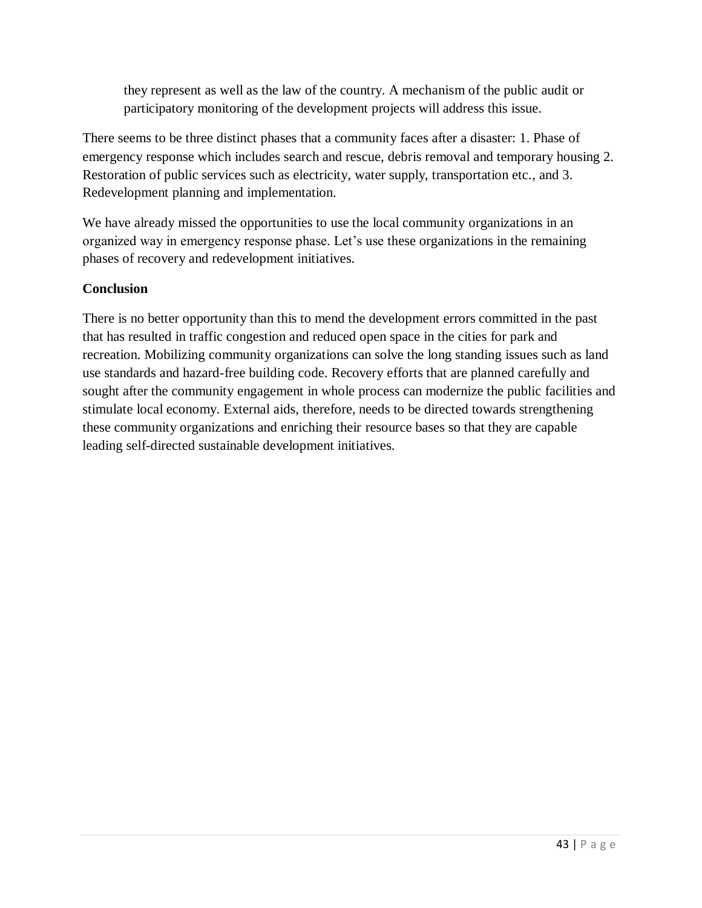they represent as well as the law of the country. A mechanism of the public audit or participatory monitoring of the development projects will address this issue.

There seems to be three distinct phases that a community faces after a disaster: 1. Phase of emergency response which includes search and rescue, debris removal and temporary housing 2. Restoration of public services such as electricity, water supply, transportation etc., and 3. Redevelopment planning and implementation.

We have already missed the opportunities to use the local community organizations in an organized way in emergency response phase. Let's use these organizations in the remaining phases of recovery and redevelopment initiatives.

**Conclusion**

There is no better opportunity than this to mend the development errors committed in the past that has resulted in traffic congestion and reduced open space in the cities for park and recreation. Mobilizing community organizations can solve the long standing issues such as land use standards and hazard-free building code. Recovery efforts that are planned carefully and sought after the community engagement in whole process can modernize the public facilities and stimulate local economy. External aids, therefore, needs to be directed towards strengthening these community organizations and enriching their resource bases so that they are capable leading self-directed sustainable development initiatives.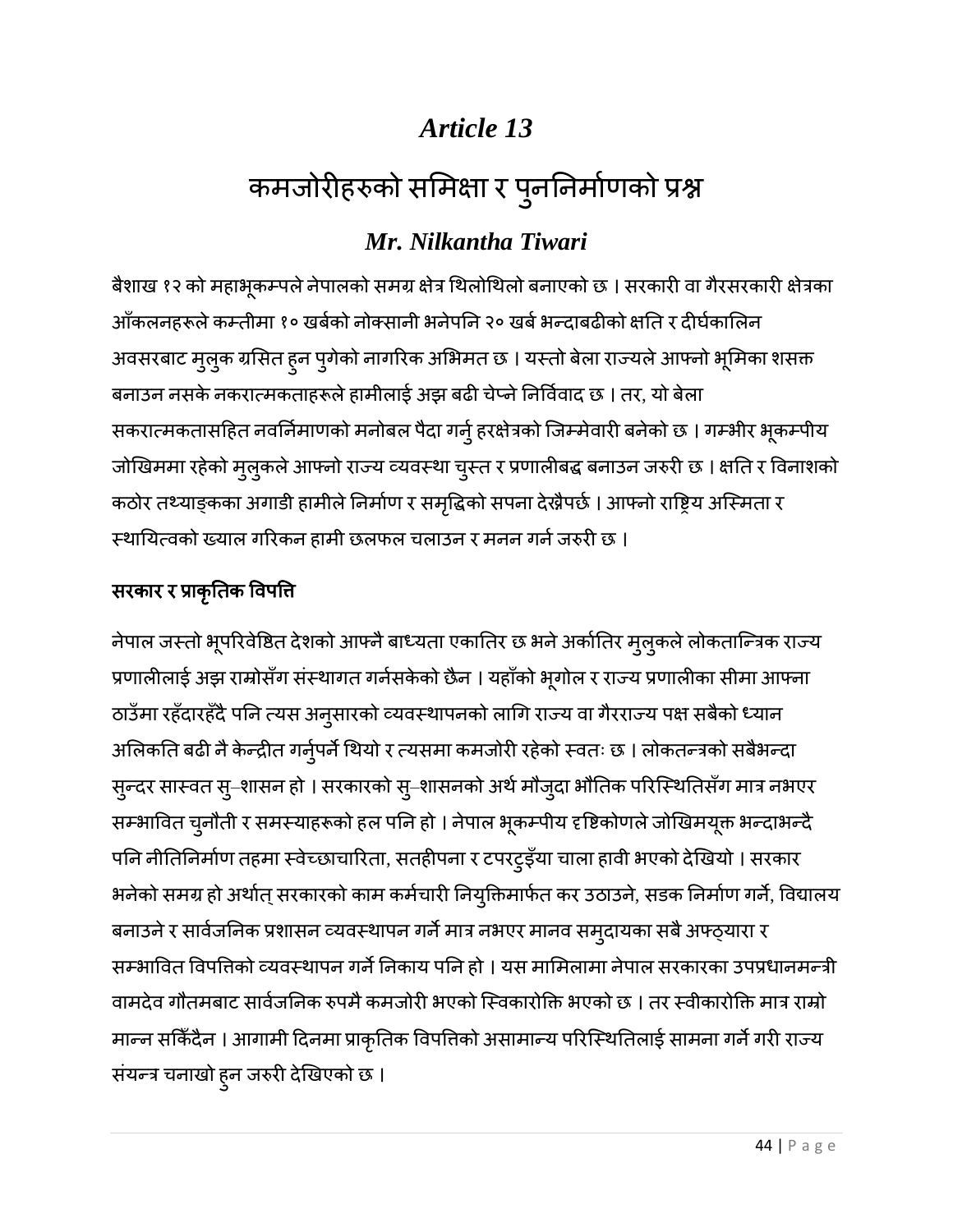# Article 13

# कमजोरीहरुको समिक्षा र पुनर्निर्माणको प्रश्न

## *Mr. Nilkantha Tiwari*

बैशाख १२ को महाभूकम्पले नेपालको समग्र क्षेत्र थिलोथिलो बनाएको छ । सरकारी वा गैरसरकारी क्षेत्रका आँकलनहरूले कम्तीमा १० खर्बको नोक्सानी भनेपनि २० खर्ब भन्दाबढीको क्षति र दीर्घकालिन अवसरबाट मुलुक ग्रसित हुन पुगेको नागरिक अभिमत छ । यस्तो बेला राज्यले आफ्नो भूमिका शसक्त बनाउन नसके नकरात्मकताहरूले हामीलाई अझ बढी चेप्ने निर्विवाद छ । तर, यो बेला सकरात्मकतासहित नवनिर्माणको मनोबल पैदा गर्नु हरक्षेत्रको जिम्मेवारी बनेको छ । गम्भीर भूकम्पीय जोखिममा रहेको मुलुकले आफ्नो राज्य व्यवस्था चुस्त र प्रणालीबद्ध बनाउन जरुरी छ । क्षति र विनाशको कठोर तथ्याङ्कका अगाडी हामीले निर्माण र समृद्धिको सपना देख्नैपर्छ । आफ्नो राष्ट्रिय अस्मिता र स्थायित्वको ख्याल गरिकन हामी छलफल चलाउन र मनन गर्न जरुरी छ ।

### सरकार र प्राकृतिक विपत्ति

नेपाल जस्तो भूपरिवेष्ठित देशको आफ्नै बाध्यता एकातिर छ भने अर्कोतिर मुलुकले लोकतान्त्रिक राज्य प्रणालीलाई अझ राम्रोसँग संस्थागत गर्नसकेको छैन । यहाँको भूगोल र राज्य प्रणालीका सीमा आफ्ना ठाउँमा रहँदारहँदै पनि त्यस अनुसारको व्यवस्थापनको लागि राज्य वा गैरराज्य पक्ष सबैको ध्यान अलिकति बढी नै केन्द्रीत गर्नुपर्ने थियो र त्यसमा कमजोरी रहेको स्वतः छ । लोकतन्त्रको सबैभन्दा सुन्दर सास्वत सु–शासन हो । सरकारको सु–शासनको अर्थ मौजुदा भौतिक परिस्थितिसँग मात्र नभएर सम्भावित चुनौती र समस्याहरूको हल पनि हो । नेपाल भूकम्पीय दृष्टिकोणले जोखिमयूक्त भन्दाभन्दै पनि नीतिनिर्माण तहमा स्वेच्छाचारिता, सतहीपना र टपरटुइँया चाला हावी भएको देखियो । सरकार भनेको समग्र हो अर्थात् सरकारको काम कर्मचारी नियुक्तिमार्फत कर उठाउने, सडक निर्माण गर्ने, विद्यालय बनाउने र सार्वजनिक प्रशासन व्यवस्थापन गर्ने मात्र नभएर मानव समुदायका सबै अफ्ठ्यारा र सम्भावित विपत्तिको व्यवस्थापन गर्ने निकाय पनि हो । यस मामिलामा नेपाल सरकारका उपप्रधानमन्त्री वामदेव गौतमबाट सार्वजनिक रुपमै कमजोरी भएको स्विकारोक्ति भएको छ । तर स्वीकारोक्ति मात्र राम्रो मान्न सकिँदैन । आगामी दिनमा प्राकृतिक विपत्तिको असामान्य परिस्थितिलाई सामना गर्ने गरी राज्य संयन्त्र चनाखो हुन जरुरी देखिएको छ ।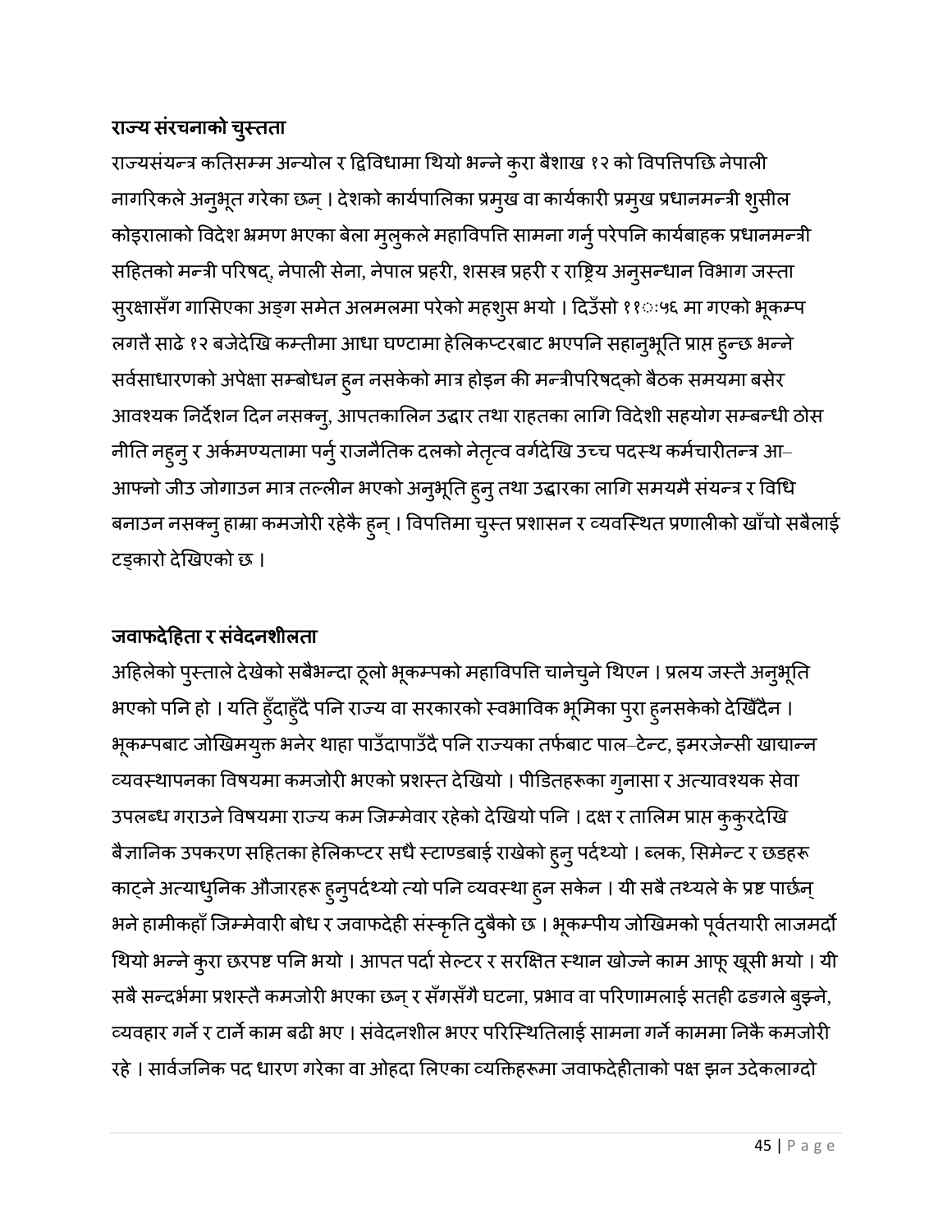### राज्य संरचनाको चुस्तता

राज्यसंयन्त्र कतिसम्म अन्योल र द्विविधामा थियो भन्ने कुरा बैशाख १२ को विपत्तिपछि नेपाली नागरिकले अनुभूत गरेका छन् । देशको कार्यपालिका प्रमुख वा कार्यकारी प्रमुख प्रधानमन्त्री शुसील कोइरालाको विदेश भ्रमण भएका बेला मुलुकले महाविपत्ति सामना गर्नु परेपनि कार्यबाहक प्रधानमन्त्री सहितको मन्त्री परिषद्, नेपाली सेना, नेपाल प्रहरी, शसस्त्र प्रहरी र राष्ट्रिय अनुसन्धान विभाग जस्ता सुरक्षासँग गासिएका अङ्ग समेत अलमलमा परेको महशुस भयो । दिउँसो ११ः५६ मा गएको भूकम्प लगतै साढे १२ बजेदेखि कम्तीमा आधा घण्टामा हेलिकप्टरबाट भएपनि सहानुभूति प्राप्त हुन्छ भन्ने सर्वसाधारणको अपेक्षा सम्बोधन हुन नसकेको मात्र होइन की मन्त्रीपरिषद्को बैठक समयमा बसेर आवश्यक निर्देशन दिन नसक्नु, आपतकालिन उद्धार तथा राहतका लागि विदेशी सहयोग सम्बन्धी ठोस नीति नहुनु र अर्कमण्यतामा पर्नु राजनैतिक दलको नेतृत्व वर्गदेखि उच्च पदस्थ कर्मचारीतन्त्र आ–आफ्नो जीउ जोगाउन मात्र तल्लीन भएको अनुभूति हुनु तथा उद्धारका लागि समयमै संयन्त्र र विधि बनाउन नसक्नु हाम्रा कमजोरी रहेकै हुन् । विपत्तिमा चुस्त प्रशासन र व्यवस्थित प्रणालीको खाँचो सबैलाई टड्कारो देखिएको छ ।

### जवाफदेहिता र संवेदनशीलता

अहिलेको पुस्ताले देखेको सबैभन्दा ठूलो भूकम्पको महाविपत्ति चानेचुने थिएन । प्रलय जस्तै अनुभूति भएको पनि हो । यति हुँदाहुँदै पनि राज्य वा सरकारको स्वभाविक भूमिका पुरा हुनसकेको देखिँदैन । भूकम्पबाट जोखिमयुक्त भनेर थाहा पाउँदापाउँदै पनि राज्यका तर्फबाट पाल–टेन्ट, इमरजेन्सी खाद्यान्न व्यवस्थापनका विषयमा कमजोरी भएको प्रशस्त देखियो । पीडितहरूका गुनासा र अत्यावश्यक सेवा उपलब्ध गराउने विषयमा राज्य कम जिम्मेवार रहेको देखियो पनि । दक्ष र तालिम प्राप्त कुकुरदेखि बैज्ञानिक उपकरण सहितका हेलिकप्टर सधै स्टाण्डबाई राखेको हुनु पर्दथ्यो । ब्लक, सिमेन्ट र छडहरू काट्ने अत्याधुनिक औजारहरू हुनुपर्दथ्यो त्यो पनि व्यवस्था हुन सकेन । यी सबै तथ्यले के प्रष्ट पार्छन् भने हामीकहाँ जिम्मेवारी बोध र जवाफदेही संस्कृति दुबैको छ । भूकम्पीय जोखिमको पूर्वतयारी लाजमर्दो थियो भन्ने कुरा छरपष्ट पनि भयो । आपत पर्दा सेल्टर र सरक्षित स्थान खोज्ने काम आफू खूसी भयो । यी सबै सन्दर्भमा प्रशस्तै कमजोरी भएका छन् र सँगसँगै घटना, प्रभाव वा परिणामलाई सतही ढङगले बुझ्ने, व्यवहार गर्ने र टार्ने काम बढी भए । संवेदनशील भएर परिस्थितिलाई सामना गर्ने काममा निकै कमजोरी रहे । सार्वजनिक पद धारण गरेका वा ओहदा लिएका व्यक्तिहरूमा जवाफदेहीताको पक्ष झन उदेकलाग्दो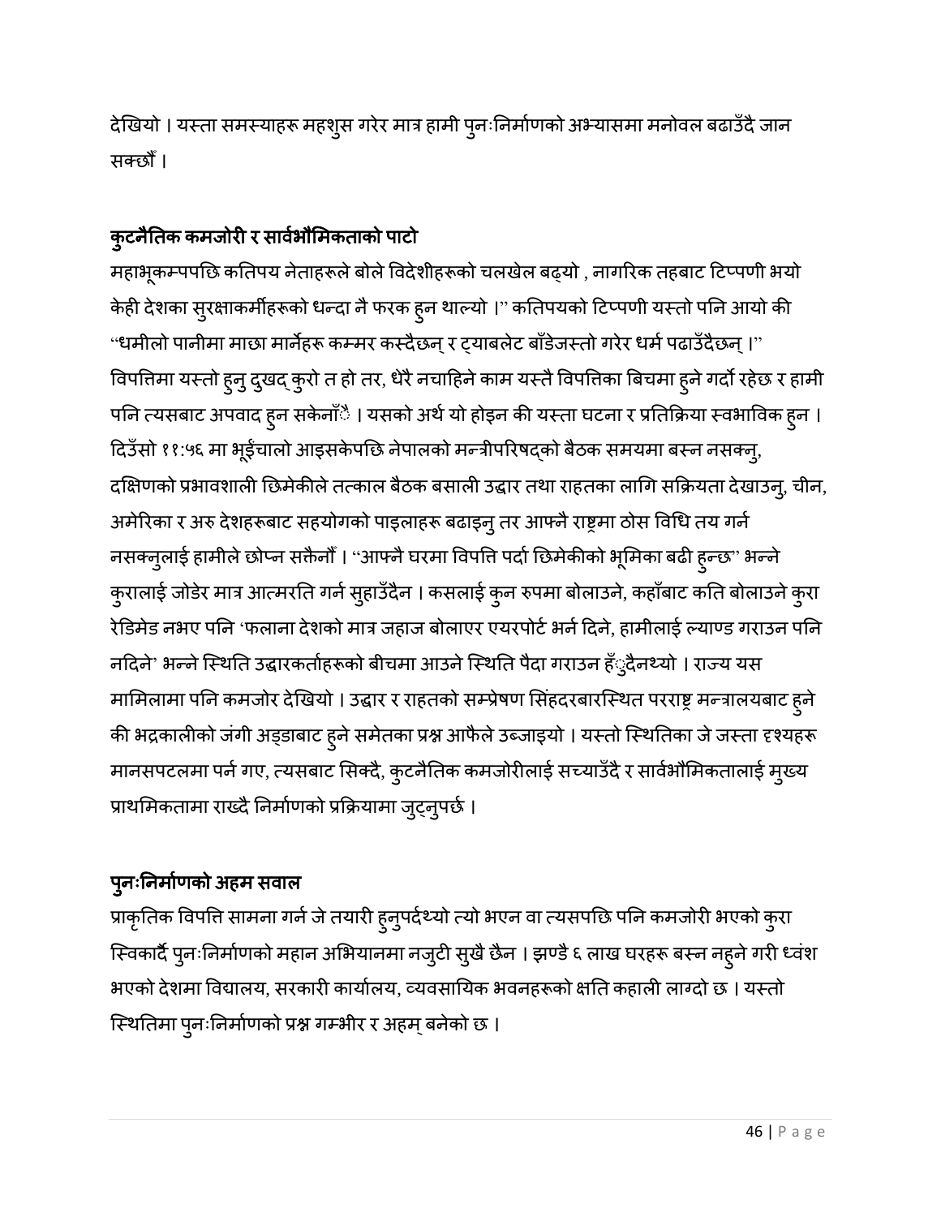देखियो । यस्ता समस्याहरू महशुस गरेर मात्र हामी पुनःनिर्माणको अभ्यासमा मनोवल बढाउँदै जान सक्छौं ।

### कुटनैतिक कमजोरी र सार्वभौमिकताको पाटो

महाभूकम्पपछि कतिपय नेताहरूले बोले विदेशीहरूको चलखेल बढ्यो , नागरिक तहबाट टिप्पणी भयो केही देशका सुरक्षाकर्मीहरूको धन्दा नै फरक हुन थाल्यो ।" कतिपयको टिप्पणी यस्तो पनि आयो की "धमीलो पानीमा माछा मार्नेहरू कम्मर कस्दैछन् र ट्याबलेट बाँडेजस्तो गरेर धर्म पढाउँदैछन् ।" विपत्तिमा यस्तो हुनु दुखद् कुरो त हो तर, धेरै नचाहिने काम यस्तै विपत्तिका बिचमा हुने गर्दो रहेछ र हामी पनि त्यसबाट अपवाद हुन सकेनौँ । यसको अर्थ यो होइन की यस्ता घटना र प्रतिक्रिया स्वभाविक हुन । दिउँसो ११:५६ मा भूईंचालो आइसकेपछि नेपालको मन्त्रीपरिषद्को बैठक समयमा बस्न नसक्नु, दक्षिणको प्रभावशाली छिमेकीले तत्काल बैठक बसाली उद्धार तथा राहतका लागि सक्रियता देखाउनु, चीन, अमेरिका र अरु देशहरूबाट सहयोगको पाइलाहरू बढाइनु तर आफ्नै राष्ट्रमा ठोस विधि तय गर्न नसक्नुलाई हामीले छोप्न सकैनौं । "आफ्नै घरमा विपत्ति पर्दा छिमेकीको भूमिका बढी हुन्छ" भन्ने कुरालाई जोडेर मात्र आत्मरति गर्न सुहाउँदैन । कसलाई कुन रुपमा बोलाउने, कहाँबाट कति बोलाउने कुरा रेडिमेड नभए पनि 'फलाना देशको मात्र जहाज बोलाएर एयरपोर्ट भर्न दिने, हामीलाई ल्याण्ड गराउन पनि नदिने' भन्ने स्थिति उद्धारकर्ताहरूको बीचमा आउने स्थिति पैदा गराउन हुँदैनथ्यो । राज्य यस मामिलामा पनि कमजोर देखियो । उद्धार र राहतको सम्प्रेषण सिंहदरबारस्थित परराष्ट्र मन्त्रालयबाट हुने की भद्रकालीको जंगी अड्डाबाट हुने समेतका प्रश्न आफैले उब्जाइयो । यस्तो स्थितिका जे जस्ता दृश्यहरू मानसपटलमा पर्न गए, त्यसबाट सिक्दै, कुटनैतिक कमजोरीलाई सच्याउँदै र सार्वभौमिकतालाई मुख्य प्राथमिकतामा राख्दै निर्माणको प्रक्रियामा जुट्नुपर्छ ।

### पुनःनिर्माणको अहम सवाल

प्राकृतिक विपत्ति सामना गर्न जे तयारी हुनुपर्दथ्यो त्यो भएन वा त्यसपछि पनि कमजोरी भएको कुरा स्विकार्दै पुनःनिर्माणको महान अभियानमा नजुटी सुखै छैन । झण्डै ६ लाख घरहरू बस्न नहुने गरी ध्वंश भएको देशमा विद्यालय, सरकारी कार्यालय, व्यवसायिक भवनहरूको क्षति कहाली लाग्दो छ । यस्तो स्थितिमा पुनःनिर्माणको प्रश्न गम्भीर र अहम् बनेको छ ।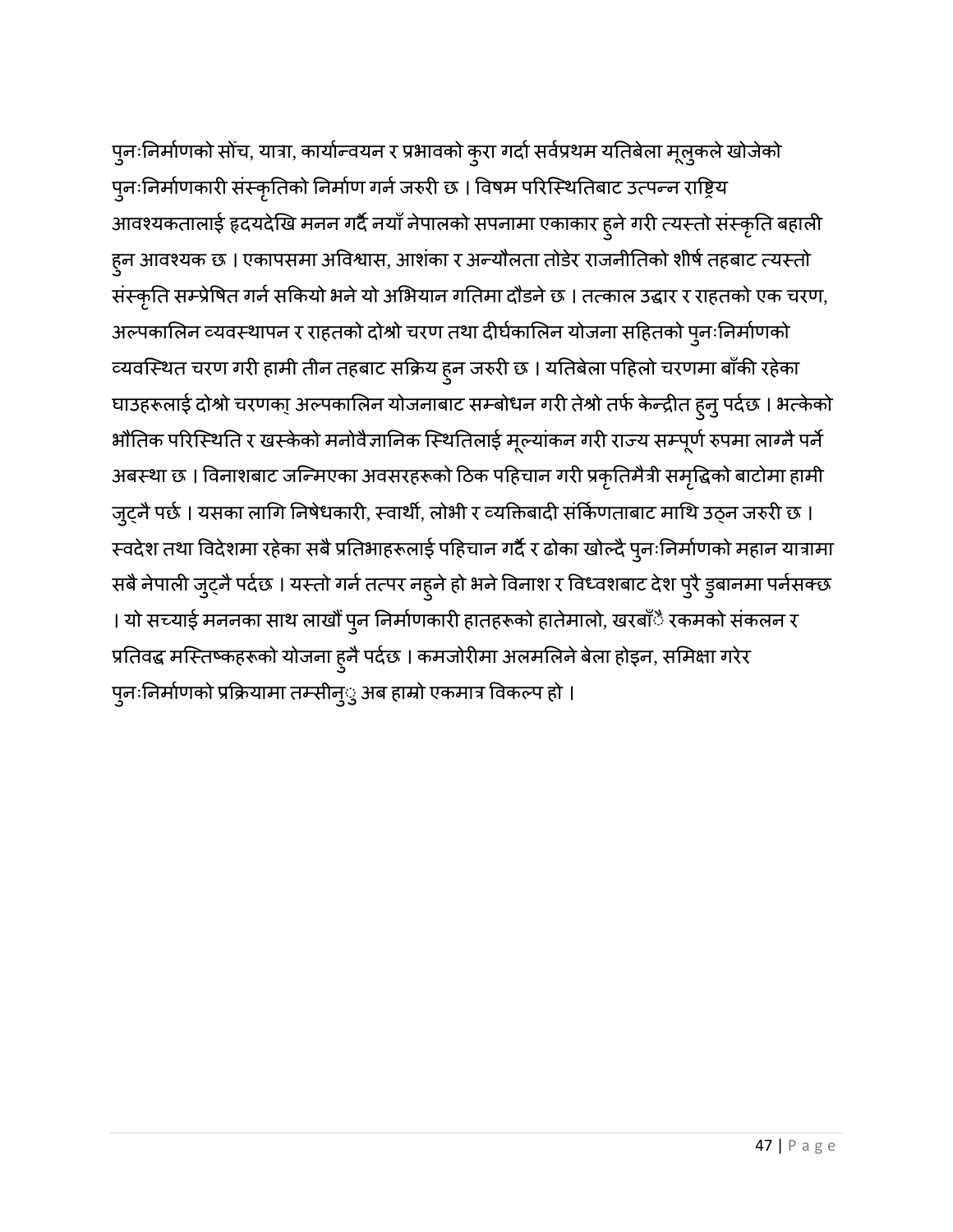पुनःनिर्माणको सोँच, यात्रा, कार्यान्वयन र प्रभावको कुरा गर्दा सर्वप्रथम यतिबेला मूलुकले खोजेको पुनःनिर्माणकारी संस्कृतिको निर्माण गर्न जरुरी छ । विषम परिस्थितिबाट उत्पन्न राष्ट्रिय आवश्यकतालाई हृदयदेखि मनन गर्दै नयाँ नेपालको सपनामा एकाकार हुने गरी त्यस्तो संस्कृति बहाली हुन आवश्यक छ । एकापसमा अविश्वास, आशंका र अन्यौलता तोडेर राजनीतिको शीर्ष तहबाट त्यस्तो संस्कृति सम्प्रेषित गर्न सकियो भने यो अभियान गतिमा दौडने छ । तत्काल उद्धार र राहतको एक चरण, अल्पकालिन व्यवस्थापन र राहतको दोश्रो चरण तथा दीर्घकालिन योजना सहितको पुनःनिर्माणको व्यवस्थित चरण गरी हामी तीन तहबाट सक्रिय हुन जरुरी छ । यतिबेला पहिलो चरणमा बाँकी रहेका घाउहरूलाई दोश्रो चरणका् अल्पकालिन योजनाबाट सम्बोधन गरी तेश्रो तर्फ केन्द्रीत हुनु पर्दछ । भत्केको भौतिक परिस्थिति र खस्केको मनोवैज्ञानिक स्थितिलाई मूल्यांकन गरी राज्य सम्पूर्ण रुपमा लाग्नै पर्ने अबस्था छ । विनाशबाट जन्मिएका अवसरहरूको ठिक पहिचान गरी प्रकृतिमैत्री समृद्धिको बाटोमा हामी जुट्नै पर्छ । यसका लागि निषेधकारी, स्वार्थी, लोभी र व्यक्तिबादी संर्किणताबाट माथि उठ्न जरुरी छ । स्वदेश तथा विदेशमा रहेका सबै प्रतिभाहरूलाई पहिचान गर्दै र ढोका खोल्दै पुनःनिर्माणको महान यात्रामा सबै नेपाली जुट्नै पर्दछ । यस्तो गर्न तत्पर नहुने हो भने विनाश र विध्वशबाट देश पुरै डुबानमा पर्नसक्छ । यो सच्याई मननका साथ लाखौं पुन निर्माणकारी हातहरूको हातेमालो, खरबाँै रकमको संकलन र प्रतिवद्ध मस्तिष्कहरूको योजना हुनै पर्दछ । कमजोरीमा अलमलिने बेला होइन, समिक्षा गरेर पुनःनिर्माणको प्रक्रियामा तम्सीनु ुअब हाम्रो एकमात्र विकल्प हो ।